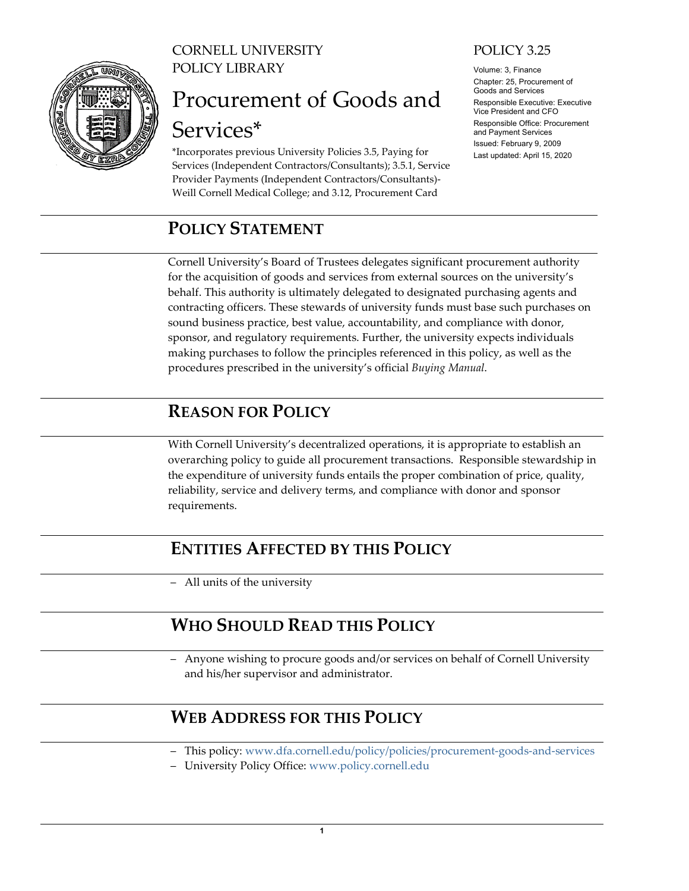CORNELL UNIVERSITY
POLICY LIBRARY

# Procurement of Goods and Services*

*Incorporates previous University Policies 3.5, Paying for Services (Independent Contractors/Consultants); 3.5.1, Service Provider Payments (Independent Contractors/Consultants)-Weill Cornell Medical College; and 3.12, Procurement Card

POLICY 3.25

Volume: 3, Finance
Chapter: 25, Procurement of Goods and Services
Responsible Executive: Executive Vice President and CFO
Responsible Office: Procurement and Payment Services
Issued: February 9, 2009
Last updated: April 15, 2020

## POLICY STATEMENT

Cornell University's Board of Trustees delegates significant procurement authority for the acquisition of goods and services from external sources on the university's behalf. This authority is ultimately delegated to designated purchasing agents and contracting officers. These stewards of university funds must base such purchases on sound business practice, best value, accountability, and compliance with donor, sponsor, and regulatory requirements. Further, the university expects individuals making purchases to follow the principles referenced in this policy, as well as the procedures prescribed in the university's official *Buying Manual*.

## REASON FOR POLICY

With Cornell University's decentralized operations, it is appropriate to establish an overarching policy to guide all procurement transactions. Responsible stewardship in the expenditure of university funds entails the proper combination of price, quality, reliability, service and delivery terms, and compliance with donor and sponsor requirements.

## ENTITIES AFFECTED BY THIS POLICY

– All units of the university

## WHO SHOULD READ THIS POLICY

– Anyone wishing to procure goods and/or services on behalf of Cornell University and his/her supervisor and administrator.

## WEB ADDRESS FOR THIS POLICY

– This policy: www.dfa.cornell.edu/policy/policies/procurement-goods-and-services
– University Policy Office: www.policy.cornell.edu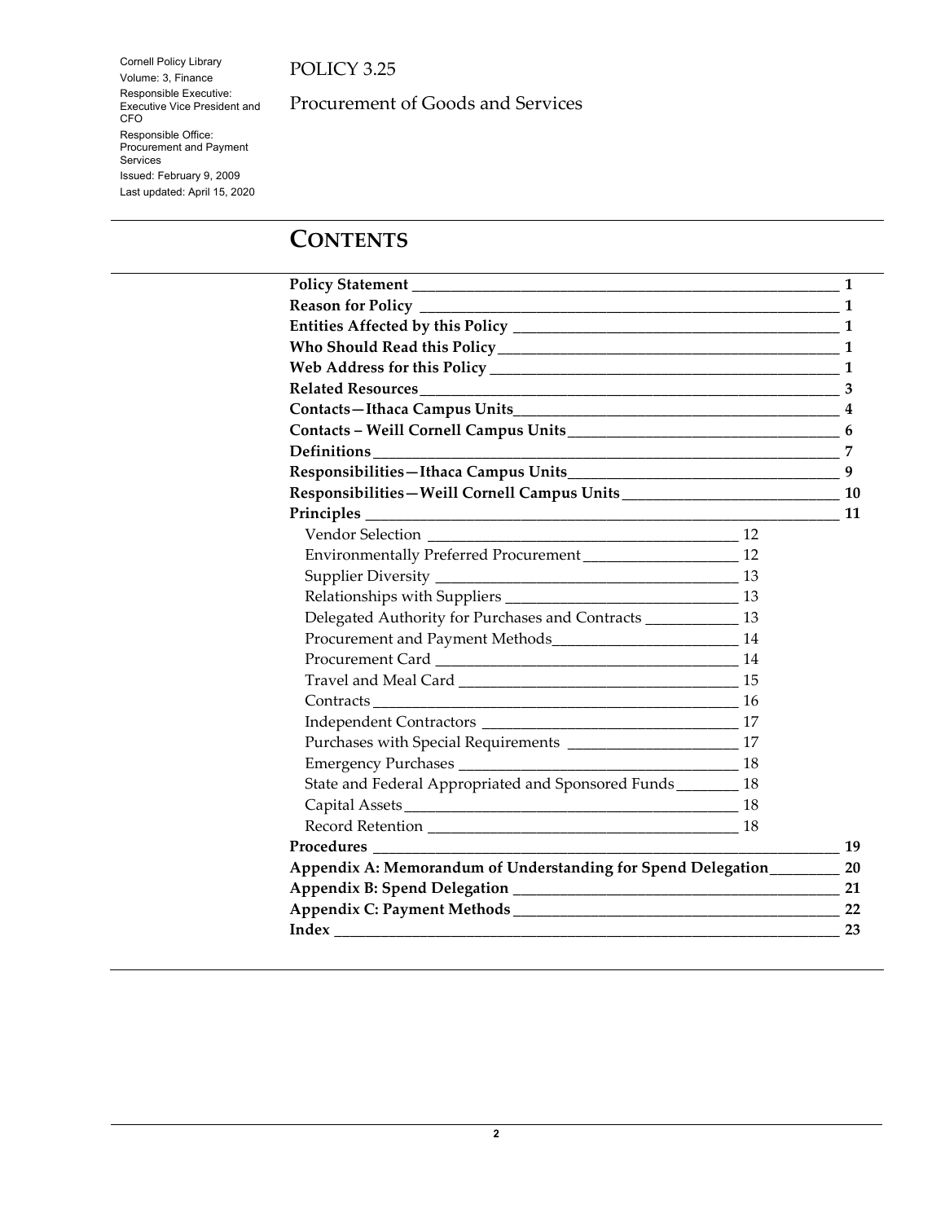Cornell Policy Library
Volume: 3, Finance
Responsible Executive: Executive Vice President and CFO
Responsible Office: Procurement and Payment Services
Issued: February 9, 2009
Last updated: April 15, 2020

# POLICY 3.25

Procurement of Goods and Services

## CONTENTS

| | |
|---|---|
| **Policy Statement** | **1** |
| **Reason for Policy** | **1** |
| **Entities Affected by this Policy** | **1** |
| **Who Should Read this Policy** | **1** |
| **Web Address for this Policy** | **1** |
| **Related Resources** | **3** |
| **Contacts—Ithaca Campus Units** | **4** |
| **Contacts – Weill Cornell Campus Units** | **6** |
| **Definitions** | **7** |
| **Responsibilities—Ithaca Campus Units** | **9** |
| **Responsibilities—Weill Cornell Campus Units** | **10** |
| **Principles** | **11** |
| Vendor Selection | 12 |
| Environmentally Preferred Procurement | 12 |
| Supplier Diversity | 13 |
| Relationships with Suppliers | 13 |
| Delegated Authority for Purchases and Contracts | 13 |
| Procurement and Payment Methods | 14 |
| Procurement Card | 14 |
| Travel and Meal Card | 15 |
| Contracts | 16 |
| Independent Contractors | 17 |
| Purchases with Special Requirements | 17 |
| Emergency Purchases | 18 |
| State and Federal Appropriated and Sponsored Funds | 18 |
| Capital Assets | 18 |
| Record Retention | 18 |
| **Procedures** | **19** |
| **Appendix A: Memorandum of Understanding for Spend Delegation** | **20** |
| **Appendix B: Spend Delegation** | **21** |
| **Appendix C: Payment Methods** | **22** |
| **Index** | **23** |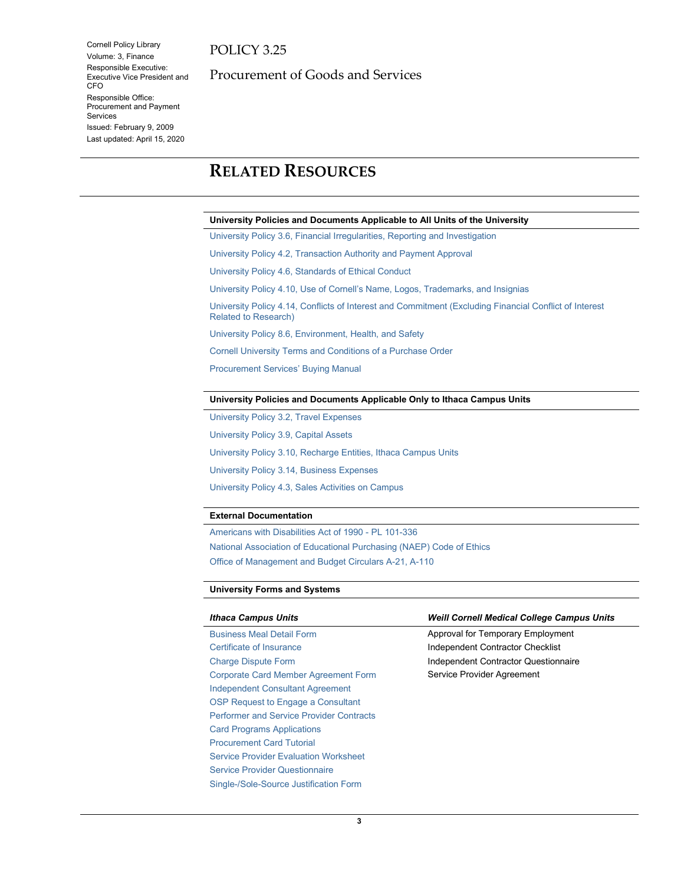Cornell Policy Library
Volume: 3, Finance
Responsible Executive: Executive Vice President and CFO
Responsible Office: Procurement and Payment Services
Issued: February 9, 2009
Last updated: April 15, 2020

# POLICY 3.25

# Procurement of Goods and Services

## RELATED RESOURCES

### University Policies and Documents Applicable to All Units of the University

University Policy 3.6, Financial Irregularities, Reporting and Investigation

University Policy 4.2, Transaction Authority and Payment Approval

University Policy 4.6, Standards of Ethical Conduct

University Policy 4.10, Use of Cornell's Name, Logos, Trademarks, and Insignias

University Policy 4.14, Conflicts of Interest and Commitment (Excluding Financial Conflict of Interest Related to Research)

University Policy 8.6, Environment, Health, and Safety

Cornell University Terms and Conditions of a Purchase Order

Procurement Services' Buying Manual

### University Policies and Documents Applicable Only to Ithaca Campus Units

University Policy 3.2, Travel Expenses

University Policy 3.9, Capital Assets

University Policy 3.10, Recharge Entities, Ithaca Campus Units

University Policy 3.14, Business Expenses

University Policy 4.3, Sales Activities on Campus

### External Documentation

Americans with Disabilities Act of 1990 - PL 101-336

National Association of Educational Purchasing (NAEP) Code of Ethics

Office of Management and Budget Circulars A-21, A-110

### University Forms and Systems

***Ithaca Campus Units***

Business Meal Detail Form
Certificate of Insurance
Charge Dispute Form
Corporate Card Member Agreement Form
Independent Consultant Agreement
OSP Request to Engage a Consultant
Performer and Service Provider Contracts
Card Programs Applications
Procurement Card Tutorial
Service Provider Evaluation Worksheet
Service Provider Questionnaire
Single-/Sole-Source Justification Form

***Weill Cornell Medical College Campus Units***

Approval for Temporary Employment
Independent Contractor Checklist
Independent Contractor Questionnaire
Service Provider Agreement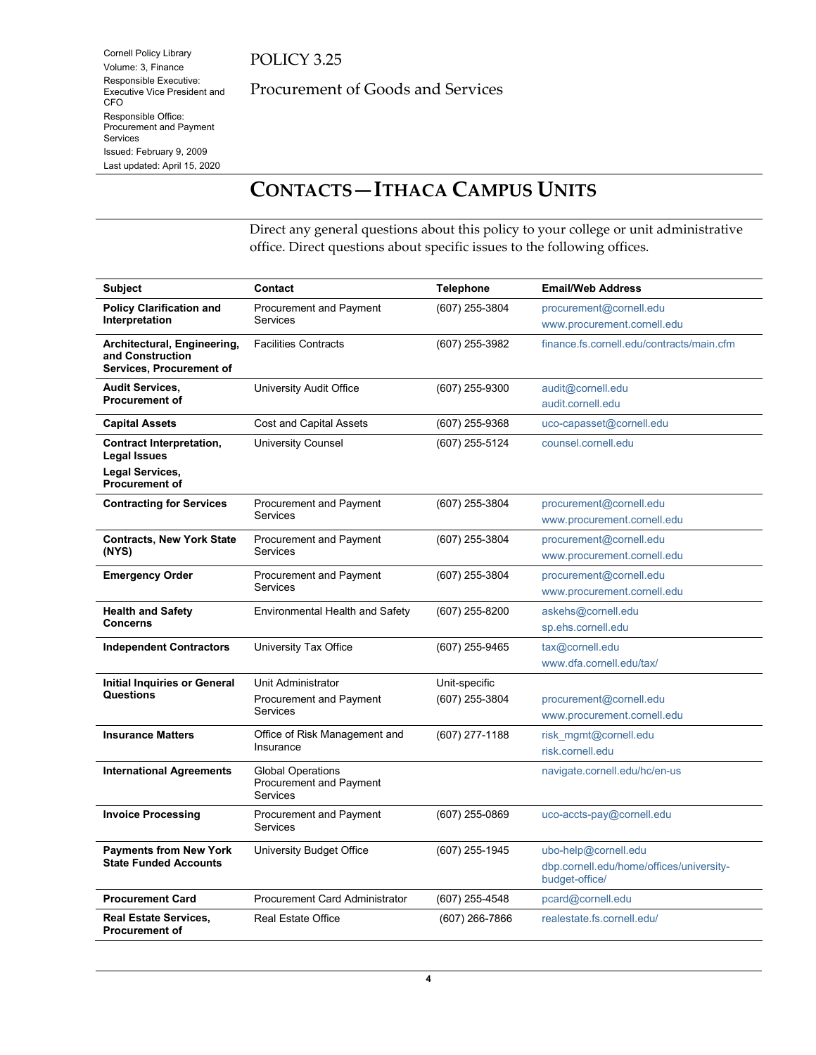Cornell Policy Library
Volume: 3, Finance
Responsible Executive: Executive Vice President and CFO
Responsible Office: Procurement and Payment Services
Issued: February 9, 2009
Last updated: April 15, 2020

POLICY 3.25

Procurement of Goods and Services

# CONTACTS—ITHACA CAMPUS UNITS

Direct any general questions about this policy to your college or unit administrative office. Direct questions about specific issues to the following offices.

| Subject | Contact | Telephone | Email/Web Address |
|---|---|---|---|
| **Policy Clarification and Interpretation** | Procurement and Payment Services | (607) 255-3804 | procurement@cornell.edu<br>www.procurement.cornell.edu |
| **Architectural, Engineering, and Construction Services, Procurement of** | Facilities Contracts | (607) 255-3982 | finance.fs.cornell.edu/contracts/main.cfm |
| **Audit Services, Procurement of** | University Audit Office | (607) 255-9300 | audit@cornell.edu<br>audit.cornell.edu |
| **Capital Assets** | Cost and Capital Assets | (607) 255-9368 | uco-capasset@cornell.edu |
| **Contract Interpretation, Legal Issues**<br>**Legal Services, Procurement of** | University Counsel | (607) 255-5124 | counsel.cornell.edu |
| **Contracting for Services** | Procurement and Payment Services | (607) 255-3804 | procurement@cornell.edu<br>www.procurement.cornell.edu |
| **Contracts, New York State (NYS)** | Procurement and Payment Services | (607) 255-3804 | procurement@cornell.edu<br>www.procurement.cornell.edu |
| **Emergency Order** | Procurement and Payment Services | (607) 255-3804 | procurement@cornell.edu<br>www.procurement.cornell.edu |
| **Health and Safety Concerns** | Environmental Health and Safety | (607) 255-8200 | askehs@cornell.edu<br>sp.ehs.cornell.edu |
| **Independent Contractors** | University Tax Office | (607) 255-9465 | tax@cornell.edu<br>www.dfa.cornell.edu/tax/ |
| **Initial Inquiries or General Questions** | Unit Administrator<br>Procurement and Payment Services | Unit-specific<br>(607) 255-3804 | procurement@cornell.edu<br>www.procurement.cornell.edu |
| **Insurance Matters** | Office of Risk Management and Insurance | (607) 277-1188 | risk_mgmt@cornell.edu<br>risk.cornell.edu |
| **International Agreements** | Global Operations Procurement and Payment Services | | navigate.cornell.edu/hc/en-us |
| **Invoice Processing** | Procurement and Payment Services | (607) 255-0869 | uco-accts-pay@cornell.edu |
| **Payments from New York State Funded Accounts** | University Budget Office | (607) 255-1945 | ubo-help@cornell.edu<br>dbp.cornell.edu/home/offices/university-budget-office/ |
| **Procurement Card** | Procurement Card Administrator | (607) 255-4548 | pcard@cornell.edu |
| **Real Estate Services, Procurement of** | Real Estate Office | (607) 266-7866 | realestate.fs.cornell.edu/ |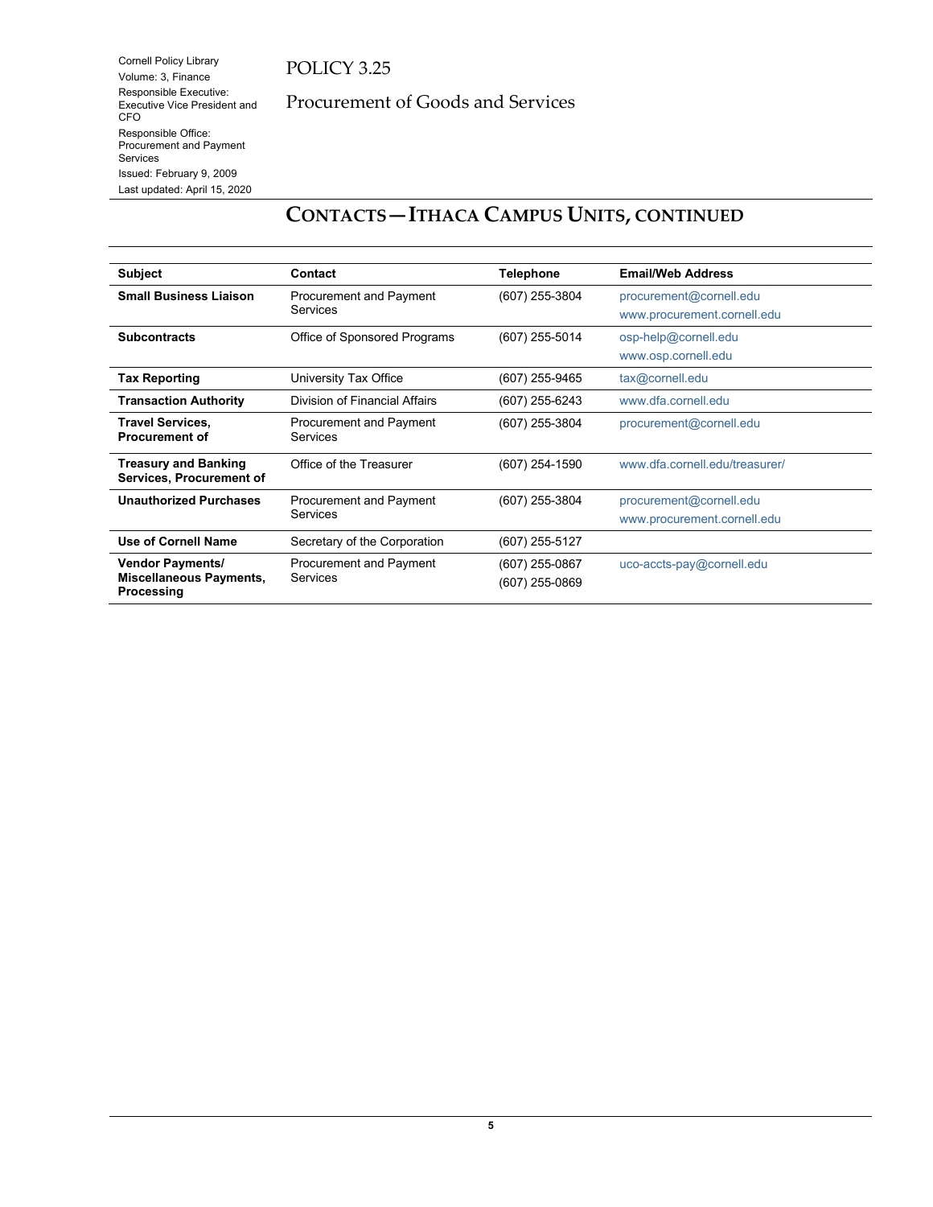## CONTACTS—ITHACA CAMPUS UNITS, CONTINUED

| Subject | Contact | Telephone | Email/Web Address |
|---|---|---|---|
| **Small Business Liaison** | Procurement and Payment Services | (607) 255-3804 | procurement@cornell.edu<br>www.procurement.cornell.edu |
| **Subcontracts** | Office of Sponsored Programs | (607) 255-5014 | osp-help@cornell.edu<br>www.osp.cornell.edu |
| **Tax Reporting** | University Tax Office | (607) 255-9465 | tax@cornell.edu |
| **Transaction Authority** | Division of Financial Affairs | (607) 255-6243 | www.dfa.cornell.edu |
| **Travel Services, Procurement of** | Procurement and Payment Services | (607) 255-3804 | procurement@cornell.edu |
| **Treasury and Banking Services, Procurement of** | Office of the Treasurer | (607) 254-1590 | www.dfa.cornell.edu/treasurer/ |
| **Unauthorized Purchases** | Procurement and Payment Services | (607) 255-3804 | procurement@cornell.edu<br>www.procurement.cornell.edu |
| **Use of Cornell Name** | Secretary of the Corporation | (607) 255-5127 | |
| **Vendor Payments/ Miscellaneous Payments, Processing** | Procurement and Payment Services | (607) 255-0867<br>(607) 255-0869 | uco-accts-pay@cornell.edu |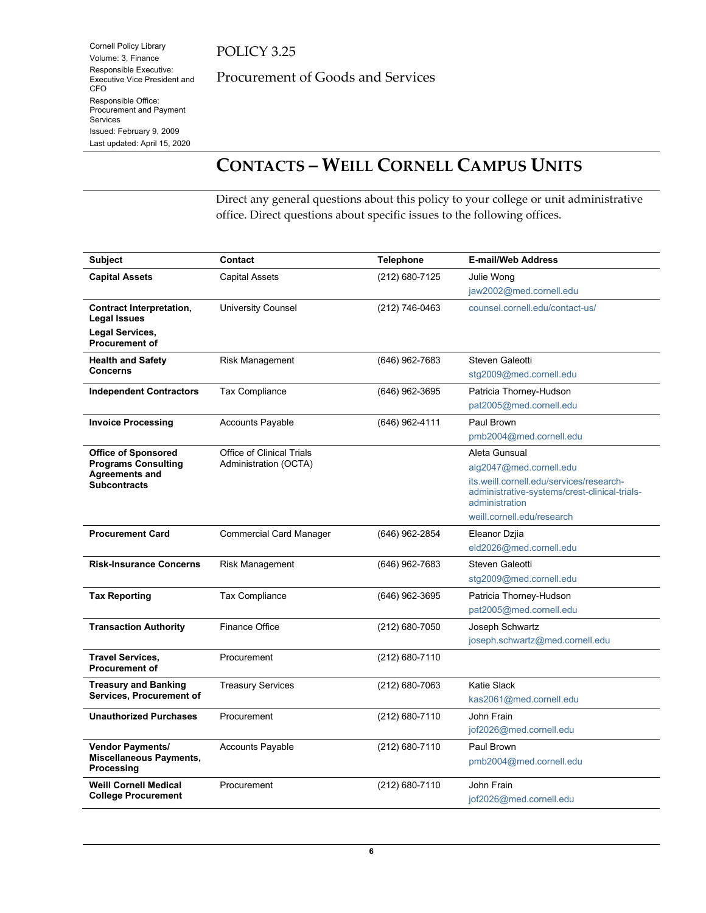Cornell Policy Library
Volume: 3, Finance
Responsible Executive: Executive Vice President and CFO
Responsible Office: Procurement and Payment Services
Issued: February 9, 2009
Last updated: April 15, 2020

POLICY 3.25

Procurement of Goods and Services

## CONTACTS – WEILL CORNELL CAMPUS UNITS

Direct any general questions about this policy to your college or unit administrative office. Direct questions about specific issues to the following offices.

| Subject | Contact | Telephone | E-mail/Web Address |
|---|---|---|---|
| **Capital Assets** | Capital Assets | (212) 680-7125 | Julie Wong<br>jaw2002@med.cornell.edu |
| **Contract Interpretation, Legal Issues**<br>**Legal Services, Procurement of** | University Counsel | (212) 746-0463 | counsel.cornell.edu/contact-us/ |
| **Health and Safety Concerns** | Risk Management | (646) 962-7683 | Steven Galeotti<br>stg2009@med.cornell.edu |
| **Independent Contractors** | Tax Compliance | (646) 962-3695 | Patricia Thorney-Hudson<br>pat2005@med.cornell.edu |
| **Invoice Processing** | Accounts Payable | (646) 962-4111 | Paul Brown<br>pmb2004@med.cornell.edu |
| **Office of Sponsored Programs Consulting Agreements and Subcontracts** | Office of Clinical Trials Administration (OCTA) | | Aleta Gunsual<br>alg2047@med.cornell.edu<br>its.weill.cornell.edu/services/research-administrative-systems/crest-clinical-trials-administration<br>weill.cornell.edu/research |
| **Procurement Card** | Commercial Card Manager | (646) 962-2854 | Eleanor Dzjia<br>eld2026@med.cornell.edu |
| **Risk-Insurance Concerns** | Risk Management | (646) 962-7683 | Steven Galeotti<br>stg2009@med.cornell.edu |
| **Tax Reporting** | Tax Compliance | (646) 962-3695 | Patricia Thorney-Hudson<br>pat2005@med.cornell.edu |
| **Transaction Authority** | Finance Office | (212) 680-7050 | Joseph Schwartz<br>joseph.schwartz@med.cornell.edu |
| **Travel Services, Procurement of** | Procurement | (212) 680-7110 | |
| **Treasury and Banking Services, Procurement of** | Treasury Services | (212) 680-7063 | Katie Slack<br>kas2061@med.cornell.edu |
| **Unauthorized Purchases** | Procurement | (212) 680-7110 | John Frain<br>jof2026@med.cornell.edu |
| **Vendor Payments/ Miscellaneous Payments, Processing** | Accounts Payable | (212) 680-7110 | Paul Brown<br>pmb2004@med.cornell.edu |
| **Weill Cornell Medical College Procurement** | Procurement | (212) 680-7110 | John Frain<br>jof2026@med.cornell.edu |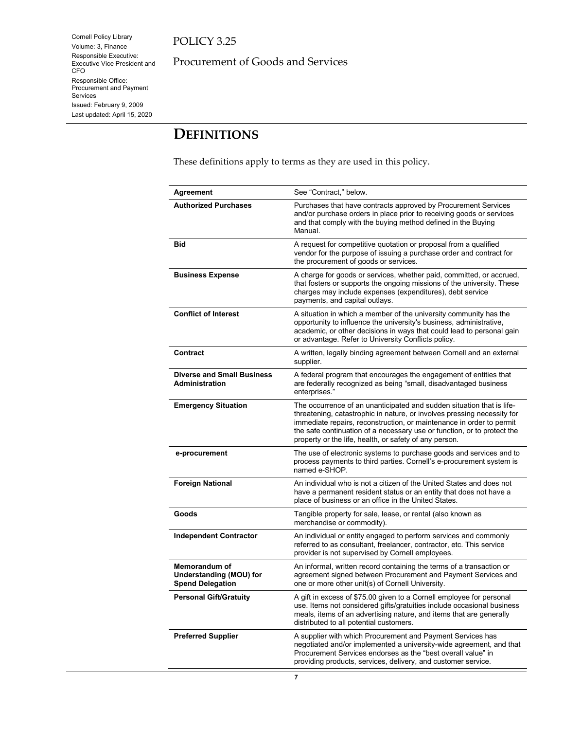# DEFINITIONS

These definitions apply to terms as they are used in this policy.

| | |
|---|---|
| **Agreement** | See "Contract," below. |
| **Authorized Purchases** | Purchases that have contracts approved by Procurement Services and/or purchase orders in place prior to receiving goods or services and that comply with the buying method defined in the Buying Manual. |
| **Bid** | A request for competitive quotation or proposal from a qualified vendor for the purpose of issuing a purchase order and contract for the procurement of goods or services. |
| **Business Expense** | A charge for goods or services, whether paid, committed, or accrued, that fosters or supports the ongoing missions of the university. These charges may include expenses (expenditures), debt service payments, and capital outlays. |
| **Conflict of Interest** | A situation in which a member of the university community has the opportunity to influence the university's business, administrative, academic, or other decisions in ways that could lead to personal gain or advantage. Refer to University Conflicts policy. |
| **Contract** | A written, legally binding agreement between Cornell and an external supplier. |
| **Diverse and Small Business Administration** | A federal program that encourages the engagement of entities that are federally recognized as being "small, disadvantaged business enterprises." |
| **Emergency Situation** | The occurrence of an unanticipated and sudden situation that is life-threatening, catastrophic in nature, or involves pressing necessity for immediate repairs, reconstruction, or maintenance in order to permit the safe continuation of a necessary use or function, or to protect the property or the life, health, or safety of any person. |
| **e-procurement** | The use of electronic systems to purchase goods and services and to process payments to third parties. Cornell's e-procurement system is named e-SHOP. |
| **Foreign National** | An individual who is not a citizen of the United States and does not have a permanent resident status or an entity that does not have a place of business or an office in the United States. |
| **Goods** | Tangible property for sale, lease, or rental (also known as merchandise or commodity). |
| **Independent Contractor** | An individual or entity engaged to perform services and commonly referred to as consultant, freelancer, contractor, etc. This service provider is not supervised by Cornell employees. |
| **Memorandum of Understanding (MOU) for Spend Delegation** | An informal, written record containing the terms of a transaction or agreement signed between Procurement and Payment Services and one or more other unit(s) of Cornell University. |
| **Personal Gift/Gratuity** | A gift in excess of $75.00 given to a Cornell employee for personal use. Items not considered gifts/gratuities include occasional business meals, items of an advertising nature, and items that are generally distributed to all potential customers. |
| **Preferred Supplier** | A supplier with which Procurement and Payment Services has negotiated and/or implemented a university-wide agreement, and that Procurement Services endorses as the "best overall value" in providing products, services, delivery, and customer service. |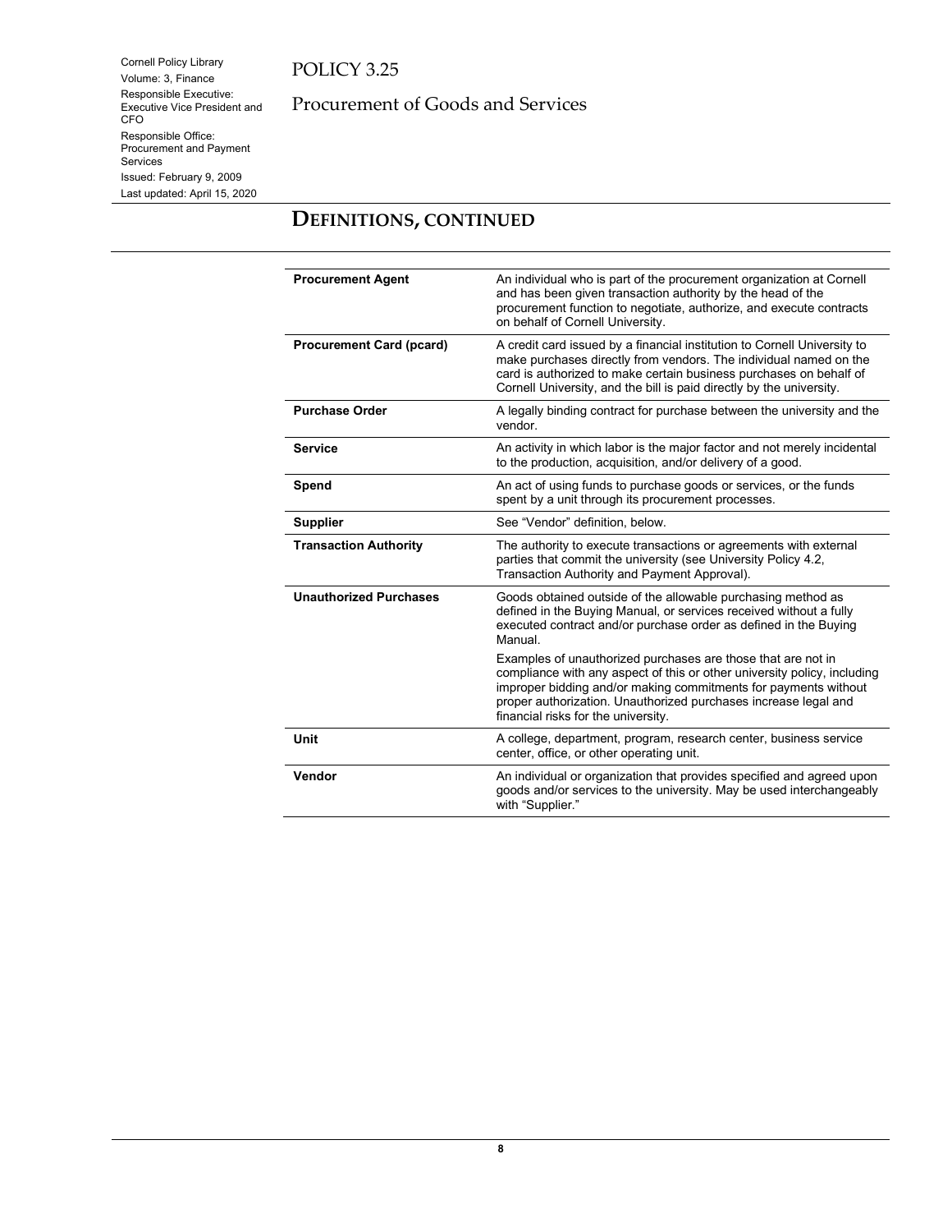## DEFINITIONS, CONTINUED

| | |
|---|---|
| **Procurement Agent** | An individual who is part of the procurement organization at Cornell and has been given transaction authority by the head of the procurement function to negotiate, authorize, and execute contracts on behalf of Cornell University. |
| **Procurement Card (pcard)** | A credit card issued by a financial institution to Cornell University to make purchases directly from vendors. The individual named on the card is authorized to make certain business purchases on behalf of Cornell University, and the bill is paid directly by the university. |
| **Purchase Order** | A legally binding contract for purchase between the university and the vendor. |
| **Service** | An activity in which labor is the major factor and not merely incidental to the production, acquisition, and/or delivery of a good. |
| **Spend** | An act of using funds to purchase goods or services, or the funds spent by a unit through its procurement processes. |
| **Supplier** | See "Vendor" definition, below. |
| **Transaction Authority** | The authority to execute transactions or agreements with external parties that commit the university (see University Policy 4.2, Transaction Authority and Payment Approval). |
| **Unauthorized Purchases** | Goods obtained outside of the allowable purchasing method as defined in the Buying Manual, or services received without a fully executed contract and/or purchase order as defined in the Buying Manual.<br><br>Examples of unauthorized purchases are those that are not in compliance with any aspect of this or other university policy, including improper bidding and/or making commitments for payments without proper authorization. Unauthorized purchases increase legal and financial risks for the university. |
| **Unit** | A college, department, program, research center, business service center, office, or other operating unit. |
| **Vendor** | An individual or organization that provides specified and agreed upon goods and/or services to the university. May be used interchangeably with "Supplier." |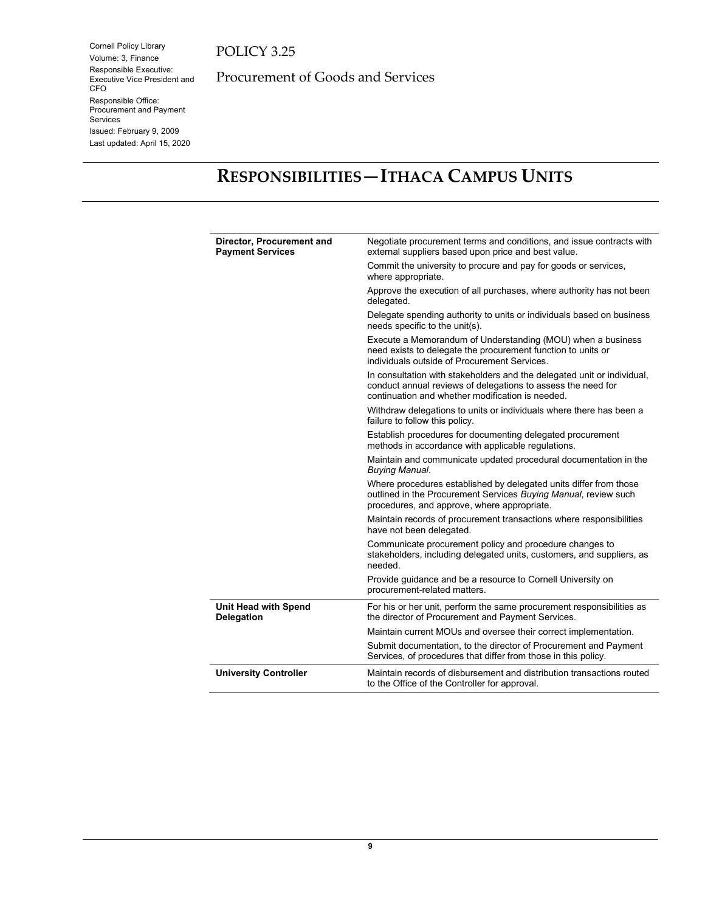# RESPONSIBILITIES—ITHACA CAMPUS UNITS

| | |
|---|---|
| **Director, Procurement and Payment Services** | Negotiate procurement terms and conditions, and issue contracts with external suppliers based upon price and best value. |
| | Commit the university to procure and pay for goods or services, where appropriate. |
| | Approve the execution of all purchases, where authority has not been delegated. |
| | Delegate spending authority to units or individuals based on business needs specific to the unit(s). |
| | Execute a Memorandum of Understanding (MOU) when a business need exists to delegate the procurement function to units or individuals outside of Procurement Services. |
| | In consultation with stakeholders and the delegated unit or individual, conduct annual reviews of delegations to assess the need for continuation and whether modification is needed. |
| | Withdraw delegations to units or individuals where there has been a failure to follow this policy. |
| | Establish procedures for documenting delegated procurement methods in accordance with applicable regulations. |
| | Maintain and communicate updated procedural documentation in the *Buying Manual*. |
| | Where procedures established by delegated units differ from those outlined in the Procurement Services *Buying Manual*, review such procedures, and approve, where appropriate. |
| | Maintain records of procurement transactions where responsibilities have not been delegated. |
| | Communicate procurement policy and procedure changes to stakeholders, including delegated units, customers, and suppliers, as needed. |
| | Provide guidance and be a resource to Cornell University on procurement-related matters. |
| **Unit Head with Spend Delegation** | For his or her unit, perform the same procurement responsibilities as the director of Procurement and Payment Services. |
| | Maintain current MOUs and oversee their correct implementation. |
| | Submit documentation, to the director of Procurement and Payment Services, of procedures that differ from those in this policy. |
| **University Controller** | Maintain records of disbursement and distribution transactions routed to the Office of the Controller for approval. |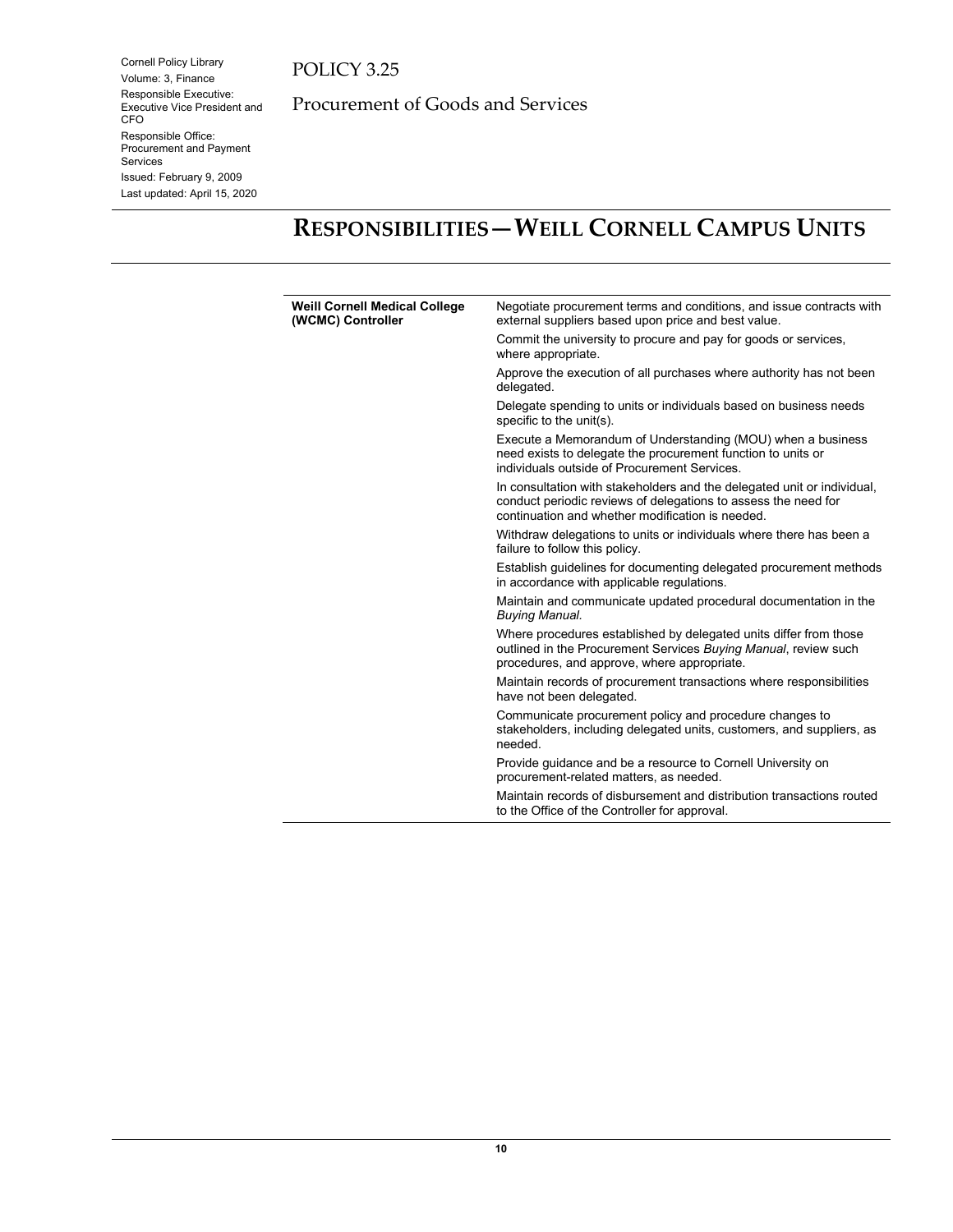## Responsibilities—Weill Cornell Campus Units

| | |
|---|---|
| **Weill Cornell Medical College (WCMC) Controller** | Negotiate procurement terms and conditions, and issue contracts with external suppliers based upon price and best value. |
| | Commit the university to procure and pay for goods or services, where appropriate. |
| | Approve the execution of all purchases where authority has not been delegated. |
| | Delegate spending to units or individuals based on business needs specific to the unit(s). |
| | Execute a Memorandum of Understanding (MOU) when a business need exists to delegate the procurement function to units or individuals outside of Procurement Services. |
| | In consultation with stakeholders and the delegated unit or individual, conduct periodic reviews of delegations to assess the need for continuation and whether modification is needed. |
| | Withdraw delegations to units or individuals where there has been a failure to follow this policy. |
| | Establish guidelines for documenting delegated procurement methods in accordance with applicable regulations. |
| | Maintain and communicate updated procedural documentation in the *Buying Manual.* |
| | Where procedures established by delegated units differ from those outlined in the Procurement Services *Buying Manual*, review such procedures, and approve, where appropriate. |
| | Maintain records of procurement transactions where responsibilities have not been delegated. |
| | Communicate procurement policy and procedure changes to stakeholders, including delegated units, customers, and suppliers, as needed. |
| | Provide guidance and be a resource to Cornell University on procurement-related matters, as needed. |
| | Maintain records of disbursement and distribution transactions routed to the Office of the Controller for approval. |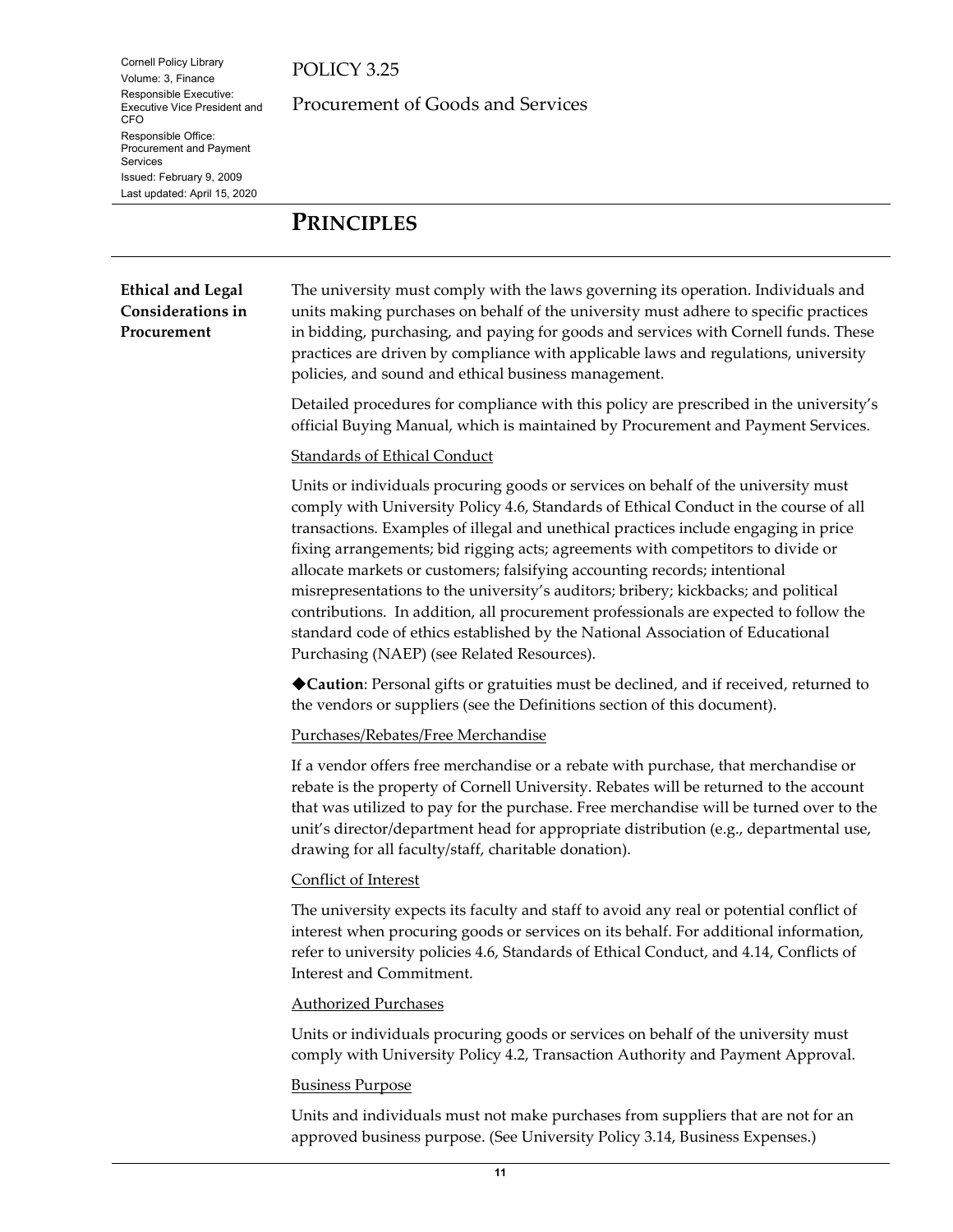# PRINCIPLES

## Ethical and Legal Considerations in Procurement

The university must comply with the laws governing its operation. Individuals and units making purchases on behalf of the university must adhere to specific practices in bidding, purchasing, and paying for goods and services with Cornell funds. These practices are driven by compliance with applicable laws and regulations, university policies, and sound and ethical business management.

Detailed procedures for compliance with this policy are prescribed in the university's official Buying Manual, which is maintained by Procurement and Payment Services.

### Standards of Ethical Conduct

Units or individuals procuring goods or services on behalf of the university must comply with University Policy 4.6, Standards of Ethical Conduct in the course of all transactions. Examples of illegal and unethical practices include engaging in price fixing arrangements; bid rigging acts; agreements with competitors to divide or allocate markets or customers; falsifying accounting records; intentional misrepresentations to the university's auditors; bribery; kickbacks; and political contributions. In addition, all procurement professionals are expected to follow the standard code of ethics established by the National Association of Educational Purchasing (NAEP) (see Related Resources).

◆**Caution**: Personal gifts or gratuities must be declined, and if received, returned to the vendors or suppliers (see the Definitions section of this document).

### Purchases/Rebates/Free Merchandise

If a vendor offers free merchandise or a rebate with purchase, that merchandise or rebate is the property of Cornell University. Rebates will be returned to the account that was utilized to pay for the purchase. Free merchandise will be turned over to the unit's director/department head for appropriate distribution (e.g., departmental use, drawing for all faculty/staff, charitable donation).

### Conflict of Interest

The university expects its faculty and staff to avoid any real or potential conflict of interest when procuring goods or services on its behalf. For additional information, refer to university policies 4.6, Standards of Ethical Conduct, and 4.14, Conflicts of Interest and Commitment.

### Authorized Purchases

Units or individuals procuring goods or services on behalf of the university must comply with University Policy 4.2, Transaction Authority and Payment Approval.

### Business Purpose

Units and individuals must not make purchases from suppliers that are not for an approved business purpose. (See University Policy 3.14, Business Expenses.)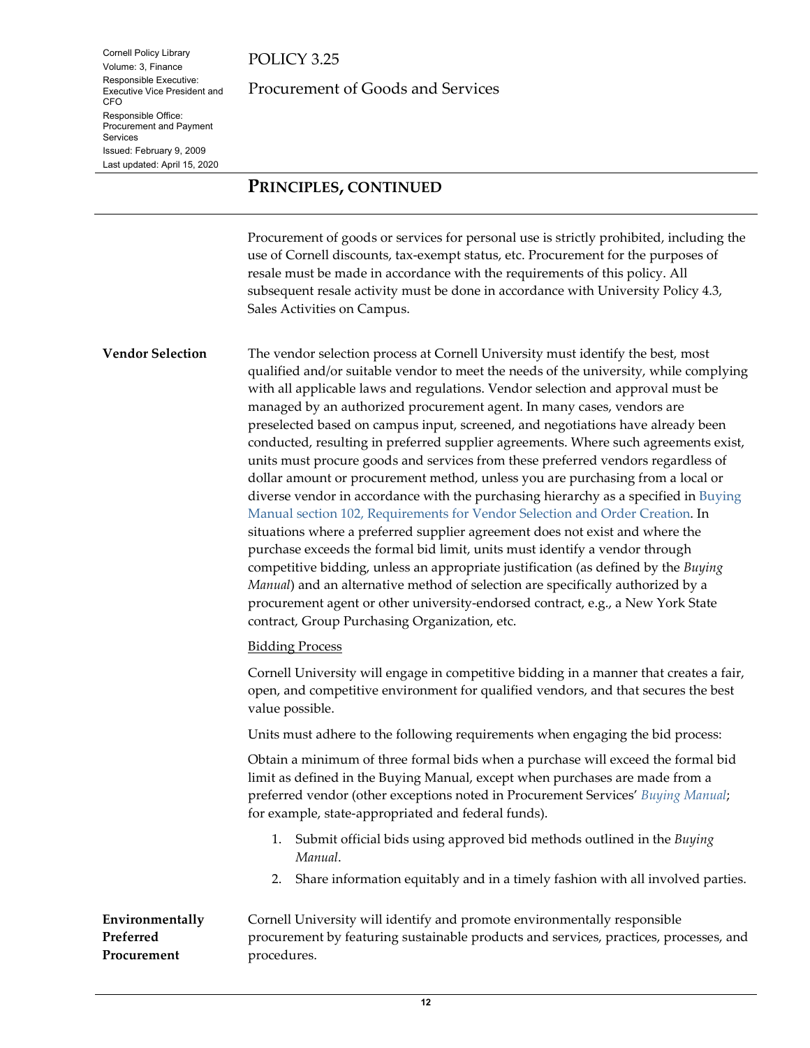## PRINCIPLES, CONTINUED

Procurement of goods or services for personal use is strictly prohibited, including the use of Cornell discounts, tax-exempt status, etc. Procurement for the purposes of resale must be made in accordance with the requirements of this policy. All subsequent resale activity must be done in accordance with University Policy 4.3, Sales Activities on Campus.

### Vendor Selection

The vendor selection process at Cornell University must identify the best, most qualified and/or suitable vendor to meet the needs of the university, while complying with all applicable laws and regulations. Vendor selection and approval must be managed by an authorized procurement agent. In many cases, vendors are preselected based on campus input, screened, and negotiations have already been conducted, resulting in preferred supplier agreements. Where such agreements exist, units must procure goods and services from these preferred vendors regardless of dollar amount or procurement method, unless you are purchasing from a local or diverse vendor in accordance with the purchasing hierarchy as a specified in Buying Manual section 102, Requirements for Vendor Selection and Order Creation. In situations where a preferred supplier agreement does not exist and where the purchase exceeds the formal bid limit, units must identify a vendor through competitive bidding, unless an appropriate justification (as defined by the *Buying Manual*) and an alternative method of selection are specifically authorized by a procurement agent or other university-endorsed contract, e.g., a New York State contract, Group Purchasing Organization, etc.

Bidding Process

Cornell University will engage in competitive bidding in a manner that creates a fair, open, and competitive environment for qualified vendors, and that secures the best value possible.

Units must adhere to the following requirements when engaging the bid process:

Obtain a minimum of three formal bids when a purchase will exceed the formal bid limit as defined in the Buying Manual, except when purchases are made from a preferred vendor (other exceptions noted in Procurement Services' *Buying Manual*; for example, state-appropriated and federal funds).

1. Submit official bids using approved bid methods outlined in the *Buying Manual*.
2. Share information equitably and in a timely fashion with all involved parties.

### Environmentally Preferred Procurement

Cornell University will identify and promote environmentally responsible procurement by featuring sustainable products and services, practices, processes, and procedures.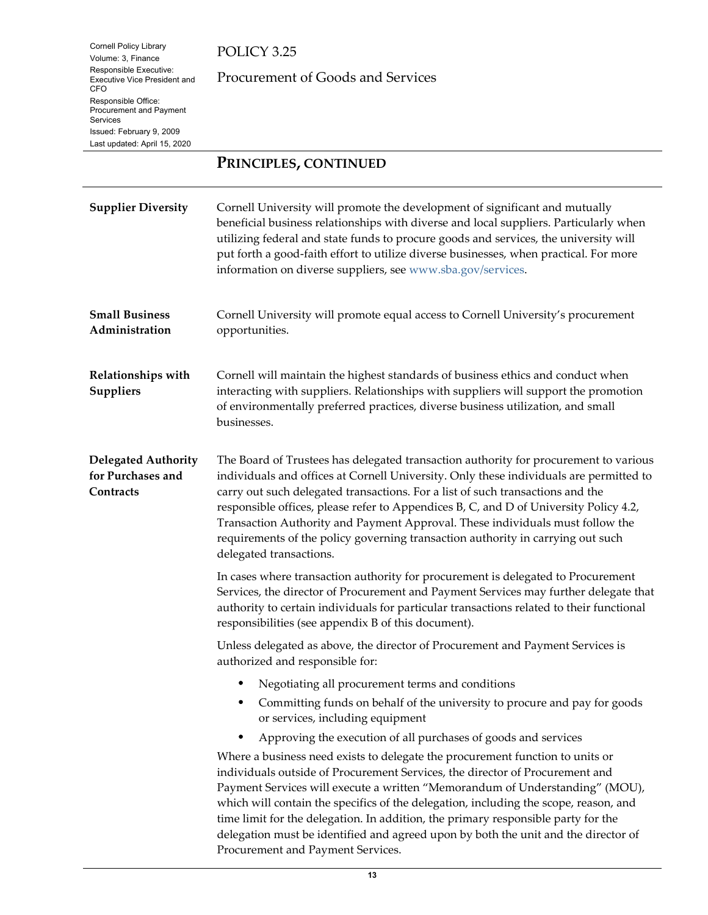## PRINCIPLES, CONTINUED

### Supplier Diversity

Cornell University will promote the development of significant and mutually beneficial business relationships with diverse and local suppliers. Particularly when utilizing federal and state funds to procure goods and services, the university will put forth a good-faith effort to utilize diverse businesses, when practical. For more information on diverse suppliers, see www.sba.gov/services.

### Small Business Administration

Cornell University will promote equal access to Cornell University's procurement opportunities.

### Relationships with Suppliers

Cornell will maintain the highest standards of business ethics and conduct when interacting with suppliers. Relationships with suppliers will support the promotion of environmentally preferred practices, diverse business utilization, and small businesses.

### Delegated Authority for Purchases and Contracts

The Board of Trustees has delegated transaction authority for procurement to various individuals and offices at Cornell University. Only these individuals are permitted to carry out such delegated transactions. For a list of such transactions and the responsible offices, please refer to Appendices B, C, and D of University Policy 4.2, Transaction Authority and Payment Approval. These individuals must follow the requirements of the policy governing transaction authority in carrying out such delegated transactions.

In cases where transaction authority for procurement is delegated to Procurement Services, the director of Procurement and Payment Services may further delegate that authority to certain individuals for particular transactions related to their functional responsibilities (see appendix B of this document).

Unless delegated as above, the director of Procurement and Payment Services is authorized and responsible for:

- Negotiating all procurement terms and conditions
- Committing funds on behalf of the university to procure and pay for goods or services, including equipment
- Approving the execution of all purchases of goods and services

Where a business need exists to delegate the procurement function to units or individuals outside of Procurement Services, the director of Procurement and Payment Services will execute a written "Memorandum of Understanding" (MOU), which will contain the specifics of the delegation, including the scope, reason, and time limit for the delegation. In addition, the primary responsible party for the delegation must be identified and agreed upon by both the unit and the director of Procurement and Payment Services.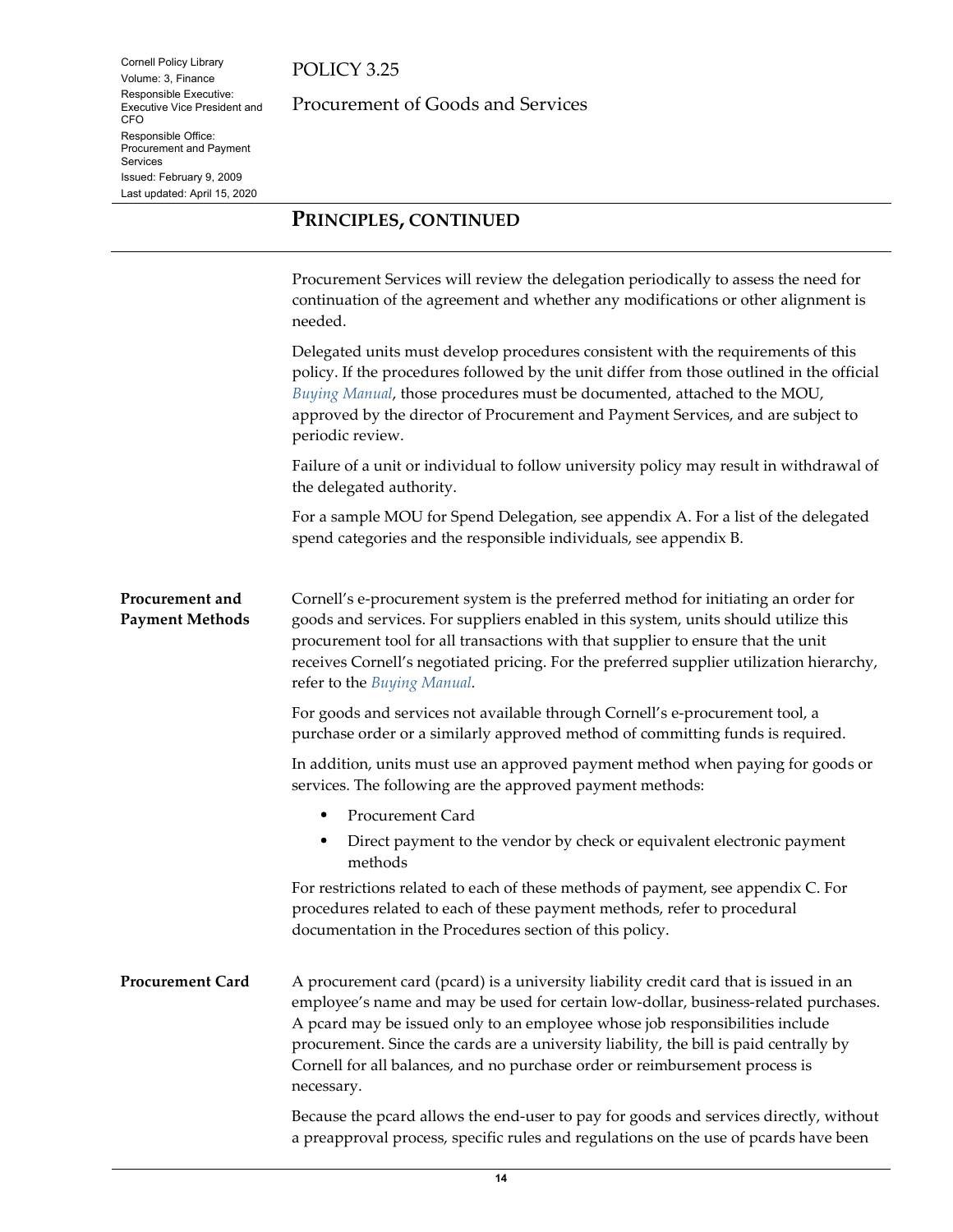## PRINCIPLES, CONTINUED

Procurement Services will review the delegation periodically to assess the need for continuation of the agreement and whether any modifications or other alignment is needed.

Delegated units must develop procedures consistent with the requirements of this policy. If the procedures followed by the unit differ from those outlined in the official *Buying Manual*, those procedures must be documented, attached to the MOU, approved by the director of Procurement and Payment Services, and are subject to periodic review.

Failure of a unit or individual to follow university policy may result in withdrawal of the delegated authority.

For a sample MOU for Spend Delegation, see appendix A. For a list of the delegated spend categories and the responsible individuals, see appendix B.

### Procurement and Payment Methods

Cornell's e-procurement system is the preferred method for initiating an order for goods and services. For suppliers enabled in this system, units should utilize this procurement tool for all transactions with that supplier to ensure that the unit receives Cornell's negotiated pricing. For the preferred supplier utilization hierarchy, refer to the *Buying Manual*.

For goods and services not available through Cornell's e-procurement tool, a purchase order or a similarly approved method of committing funds is required.

In addition, units must use an approved payment method when paying for goods or services. The following are the approved payment methods:

- Procurement Card
- Direct payment to the vendor by check or equivalent electronic payment methods

For restrictions related to each of these methods of payment, see appendix C. For procedures related to each of these payment methods, refer to procedural documentation in the Procedures section of this policy.

### Procurement Card

A procurement card (pcard) is a university liability credit card that is issued in an employee's name and may be used for certain low-dollar, business-related purchases. A pcard may be issued only to an employee whose job responsibilities include procurement. Since the cards are a university liability, the bill is paid centrally by Cornell for all balances, and no purchase order or reimbursement process is necessary.

Because the pcard allows the end-user to pay for goods and services directly, without a preapproval process, specific rules and regulations on the use of pcards have been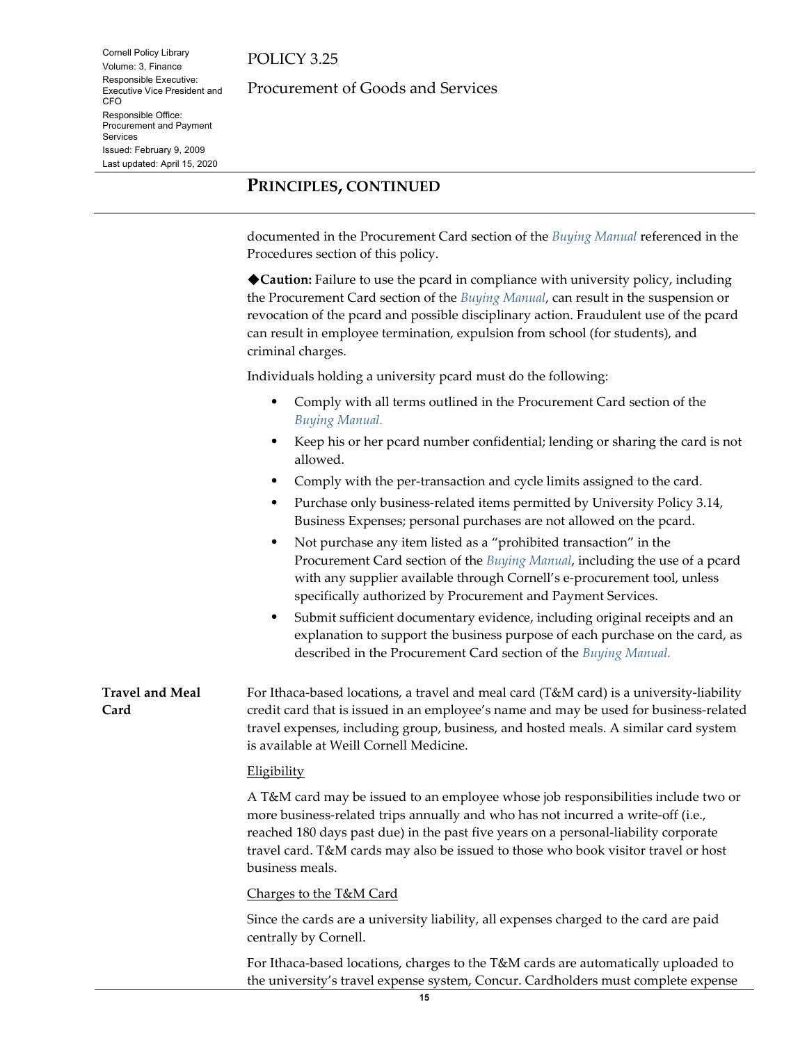## PRINCIPLES, CONTINUED

documented in the Procurement Card section of the *Buying Manual* referenced in the Procedures section of this policy.

◆**Caution:** Failure to use the pcard in compliance with university policy, including the Procurement Card section of the *Buying Manual*, can result in the suspension or revocation of the pcard and possible disciplinary action. Fraudulent use of the pcard can result in employee termination, expulsion from school (for students), and criminal charges.

Individuals holding a university pcard must do the following:

- Comply with all terms outlined in the Procurement Card section of the *Buying Manual.*
- Keep his or her pcard number confidential; lending or sharing the card is not allowed.
- Comply with the per-transaction and cycle limits assigned to the card.
- Purchase only business-related items permitted by University Policy 3.14, Business Expenses; personal purchases are not allowed on the pcard.
- Not purchase any item listed as a “prohibited transaction” in the Procurement Card section of the *Buying Manual*, including the use of a pcard with any supplier available through Cornell’s e-procurement tool, unless specifically authorized by Procurement and Payment Services.
- Submit sufficient documentary evidence, including original receipts and an explanation to support the business purpose of each purchase on the card, as described in the Procurement Card section of the *Buying Manual.*

### Travel and Meal Card

For Ithaca-based locations, a travel and meal card (T&M card) is a university-liability credit card that is issued in an employee’s name and may be used for business-related travel expenses, including group, business, and hosted meals. A similar card system is available at Weill Cornell Medicine.

Eligibility

A T&M card may be issued to an employee whose job responsibilities include two or more business-related trips annually and who has not incurred a write-off (i.e., reached 180 days past due) in the past five years on a personal-liability corporate travel card. T&M cards may also be issued to those who book visitor travel or host business meals.

Charges to the T&M Card

Since the cards are a university liability, all expenses charged to the card are paid centrally by Cornell.

For Ithaca-based locations, charges to the T&M cards are automatically uploaded to the university’s travel expense system, Concur. Cardholders must complete expense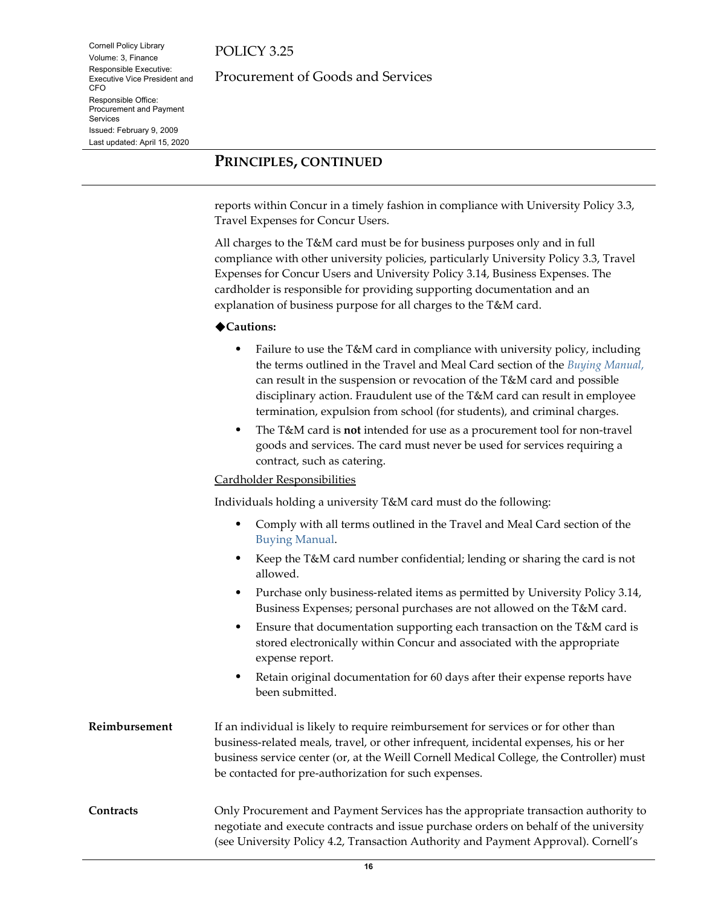## PRINCIPLES, CONTINUED

reports within Concur in a timely fashion in compliance with University Policy 3.3, Travel Expenses for Concur Users.

All charges to the T&M card must be for business purposes only and in full compliance with other university policies, particularly University Policy 3.3, Travel Expenses for Concur Users and University Policy 3.14, Business Expenses. The cardholder is responsible for providing supporting documentation and an explanation of business purpose for all charges to the T&M card.

◆**Cautions:**

- Failure to use the T&M card in compliance with university policy, including the terms outlined in the Travel and Meal Card section of the *Buying Manual*, can result in the suspension or revocation of the T&M card and possible disciplinary action. Fraudulent use of the T&M card can result in employee termination, expulsion from school (for students), and criminal charges.
- The T&M card is **not** intended for use as a procurement tool for non-travel goods and services. The card must never be used for services requiring a contract, such as catering.

Cardholder Responsibilities

Individuals holding a university T&M card must do the following:

- Comply with all terms outlined in the Travel and Meal Card section of the Buying Manual.
- Keep the T&M card number confidential; lending or sharing the card is not allowed.
- Purchase only business-related items as permitted by University Policy 3.14, Business Expenses; personal purchases are not allowed on the T&M card.
- Ensure that documentation supporting each transaction on the T&M card is stored electronically within Concur and associated with the appropriate expense report.
- Retain original documentation for 60 days after their expense reports have been submitted.

**Reimbursement**

If an individual is likely to require reimbursement for services or for other than business-related meals, travel, or other infrequent, incidental expenses, his or her business service center (or, at the Weill Cornell Medical College, the Controller) must be contacted for pre-authorization for such expenses.

**Contracts**

Only Procurement and Payment Services has the appropriate transaction authority to negotiate and execute contracts and issue purchase orders on behalf of the university (see University Policy 4.2, Transaction Authority and Payment Approval). Cornell's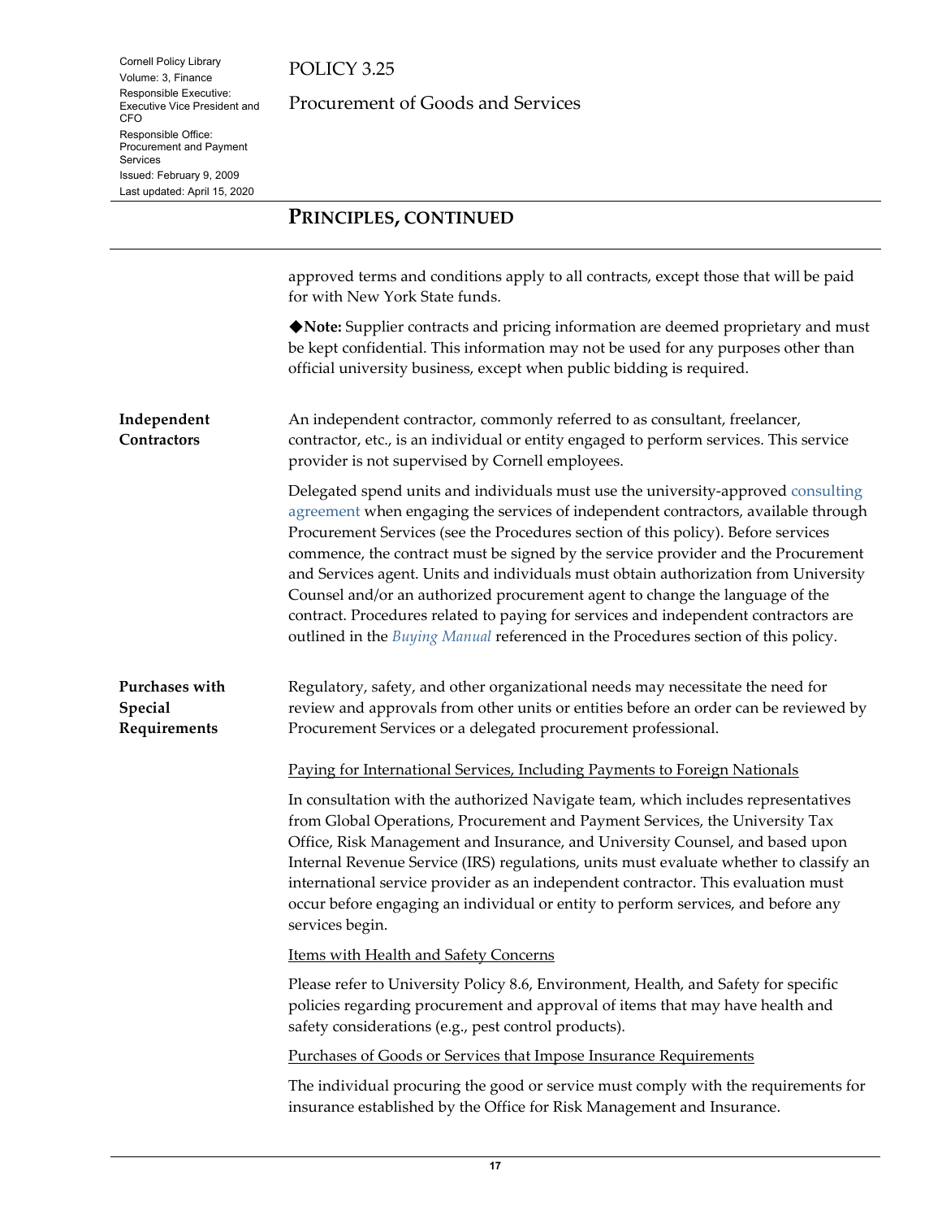## PRINCIPLES, CONTINUED

approved terms and conditions apply to all contracts, except those that will be paid for with New York State funds.

◆**Note:** Supplier contracts and pricing information are deemed proprietary and must be kept confidential. This information may not be used for any purposes other than official university business, except when public bidding is required.

### Independent Contractors

An independent contractor, commonly referred to as consultant, freelancer, contractor, etc., is an individual or entity engaged to perform services. This service provider is not supervised by Cornell employees.

Delegated spend units and individuals must use the university-approved consulting agreement when engaging the services of independent contractors, available through Procurement Services (see the Procedures section of this policy). Before services commence, the contract must be signed by the service provider and the Procurement and Services agent. Units and individuals must obtain authorization from University Counsel and/or an authorized procurement agent to change the language of the contract. Procedures related to paying for services and independent contractors are outlined in the *Buying Manual* referenced in the Procedures section of this policy.

### Purchases with Special Requirements

Regulatory, safety, and other organizational needs may necessitate the need for review and approvals from other units or entities before an order can be reviewed by Procurement Services or a delegated procurement professional.

Paying for International Services, Including Payments to Foreign Nationals

In consultation with the authorized Navigate team, which includes representatives from Global Operations, Procurement and Payment Services, the University Tax Office, Risk Management and Insurance, and University Counsel, and based upon Internal Revenue Service (IRS) regulations, units must evaluate whether to classify an international service provider as an independent contractor. This evaluation must occur before engaging an individual or entity to perform services, and before any services begin.

Items with Health and Safety Concerns

Please refer to University Policy 8.6, Environment, Health, and Safety for specific policies regarding procurement and approval of items that may have health and safety considerations (e.g., pest control products).

Purchases of Goods or Services that Impose Insurance Requirements

The individual procuring the good or service must comply with the requirements for insurance established by the Office for Risk Management and Insurance.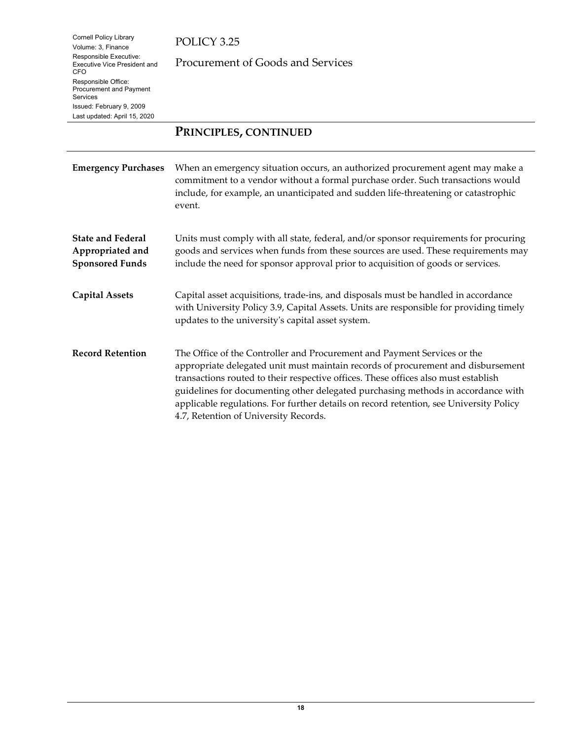## Principles, continued

**Emergency Purchases**

When an emergency situation occurs, an authorized procurement agent may make a commitment to a vendor without a formal purchase order. Such transactions would include, for example, an unanticipated and sudden life-threatening or catastrophic event.

**State and Federal Appropriated and Sponsored Funds**

Units must comply with all state, federal, and/or sponsor requirements for procuring goods and services when funds from these sources are used. These requirements may include the need for sponsor approval prior to acquisition of goods or services.

**Capital Assets**

Capital asset acquisitions, trade-ins, and disposals must be handled in accordance with University Policy 3.9, Capital Assets. Units are responsible for providing timely updates to the university's capital asset system.

**Record Retention**

The Office of the Controller and Procurement and Payment Services or the appropriate delegated unit must maintain records of procurement and disbursement transactions routed to their respective offices. These offices also must establish guidelines for documenting other delegated purchasing methods in accordance with applicable regulations. For further details on record retention, see University Policy 4.7, Retention of University Records.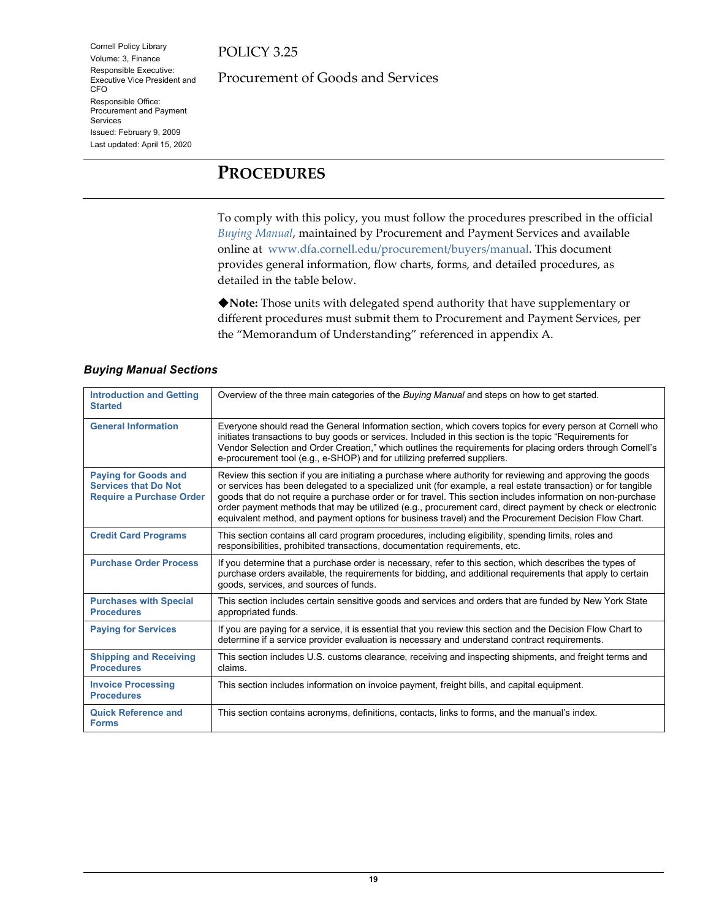Cornell Policy Library
Volume: 3, Finance
Responsible Executive: Executive Vice President and CFO
Responsible Office: Procurement and Payment Services
Issued: February 9, 2009
Last updated: April 15, 2020

POLICY 3.25

Procurement of Goods and Services

# PROCEDURES

To comply with this policy, you must follow the procedures prescribed in the official *Buying Manual*, maintained by Procurement and Payment Services and available online at www.dfa.cornell.edu/procurement/buyers/manual. This document provides general information, flow charts, forms, and detailed procedures, as detailed in the table below.

◆**Note:** Those units with delegated spend authority that have supplementary or different procedures must submit them to Procurement and Payment Services, per the "Memorandum of Understanding" referenced in appendix A.

### *Buying Manual Sections*

| | |
|---|---|
| **Introduction and Getting Started** | Overview of the three main categories of the *Buying Manual* and steps on how to get started. |
| **General Information** | Everyone should read the General Information section, which covers topics for every person at Cornell who initiates transactions to buy goods or services. Included in this section is the topic "Requirements for Vendor Selection and Order Creation," which outlines the requirements for placing orders through Cornell's e-procurement tool (e.g., e-SHOP) and for utilizing preferred suppliers. |
| **Paying for Goods and Services that Do Not Require a Purchase Order** | Review this section if you are initiating a purchase where authority for reviewing and approving the goods or services has been delegated to a specialized unit (for example, a real estate transaction) or for tangible goods that do not require a purchase order or for travel. This section includes information on non-purchase order payment methods that may be utilized (e.g., procurement card, direct payment by check or electronic equivalent method, and payment options for business travel) and the Procurement Decision Flow Chart. |
| **Credit Card Programs** | This section contains all card program procedures, including eligibility, spending limits, roles and responsibilities, prohibited transactions, documentation requirements, etc. |
| **Purchase Order Process** | If you determine that a purchase order is necessary, refer to this section, which describes the types of purchase orders available, the requirements for bidding, and additional requirements that apply to certain goods, services, and sources of funds. |
| **Purchases with Special Procedures** | This section includes certain sensitive goods and services and orders that are funded by New York State appropriated funds. |
| **Paying for Services** | If you are paying for a service, it is essential that you review this section and the Decision Flow Chart to determine if a service provider evaluation is necessary and understand contract requirements. |
| **Shipping and Receiving Procedures** | This section includes U.S. customs clearance, receiving and inspecting shipments, and freight terms and claims. |
| **Invoice Processing Procedures** | This section includes information on invoice payment, freight bills, and capital equipment. |
| **Quick Reference and Forms** | This section contains acronyms, definitions, contacts, links to forms, and the manual's index. |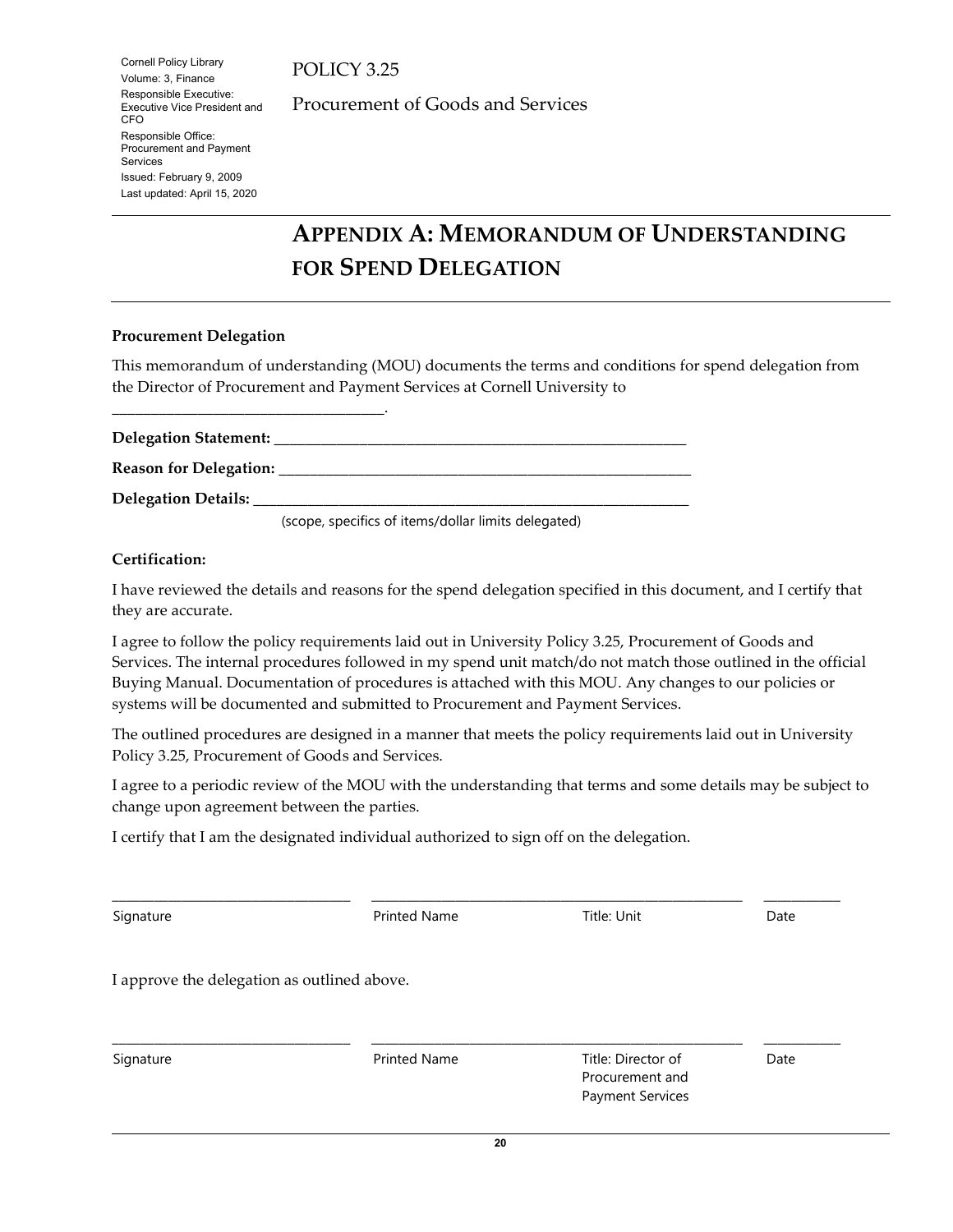# APPENDIX A: MEMORANDUM OF UNDERSTANDING FOR SPEND DELEGATION

**Procurement Delegation**

This memorandum of understanding (MOU) documents the terms and conditions for spend delegation from the Director of Procurement and Payment Services at Cornell University to ___________________________________.

**Delegation Statement:** _______________________________________________________

**Reason for Delegation:** _______________________________________________________

**Delegation Details:** _______________________________________________________

(scope, specifics of items/dollar limits delegated)

**Certification:**

I have reviewed the details and reasons for the spend delegation specified in this document, and I certify that they are accurate.

I agree to follow the policy requirements laid out in University Policy 3.25, Procurement of Goods and Services. The internal procedures followed in my spend unit match/do not match those outlined in the official Buying Manual. Documentation of procedures is attached with this MOU. Any changes to our policies or systems will be documented and submitted to Procurement and Payment Services.

The outlined procedures are designed in a manner that meets the policy requirements laid out in University Policy 3.25, Procurement of Goods and Services.

I agree to a periodic review of the MOU with the understanding that terms and some details may be subject to change upon agreement between the parties.

I certify that I am the designated individual authorized to sign off on the delegation.

| Signature | Printed Name | Title: Unit | Date |
|---|---|---|---|
| _________________ | _________________ | _________________ | ________ |

I approve the delegation as outlined above.

| Signature | Printed Name | Title: Director of Procurement and Payment Services | Date |
|---|---|---|---|
| _________________ | _________________ | _________________ | ________ |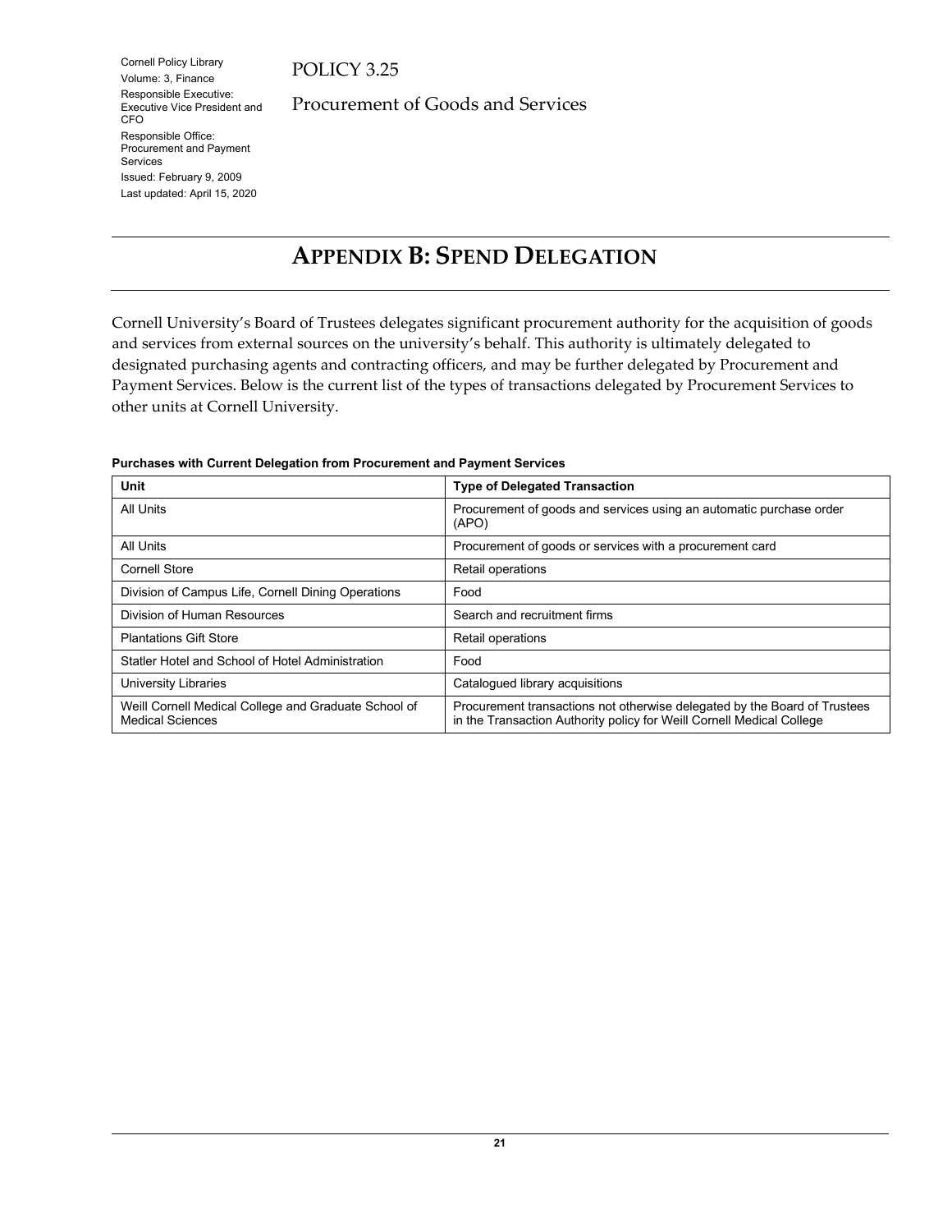# APPENDIX B: SPEND DELEGATION

Cornell University's Board of Trustees delegates significant procurement authority for the acquisition of goods and services from external sources on the university's behalf. This authority is ultimately delegated to designated purchasing agents and contracting officers, and may be further delegated by Procurement and Payment Services. Below is the current list of the types of transactions delegated by Procurement Services to other units at Cornell University.

**Purchases with Current Delegation from Procurement and Payment Services**

| Unit | Type of Delegated Transaction |
|---|---|
| All Units | Procurement of goods and services using an automatic purchase order (APO) |
| All Units | Procurement of goods or services with a procurement card |
| Cornell Store | Retail operations |
| Division of Campus Life, Cornell Dining Operations | Food |
| Division of Human Resources | Search and recruitment firms |
| Plantations Gift Store | Retail operations |
| Statler Hotel and School of Hotel Administration | Food |
| University Libraries | Catalogued library acquisitions |
| Weill Cornell Medical College and Graduate School of Medical Sciences | Procurement transactions not otherwise delegated by the Board of Trustees in the Transaction Authority policy for Weill Cornell Medical College |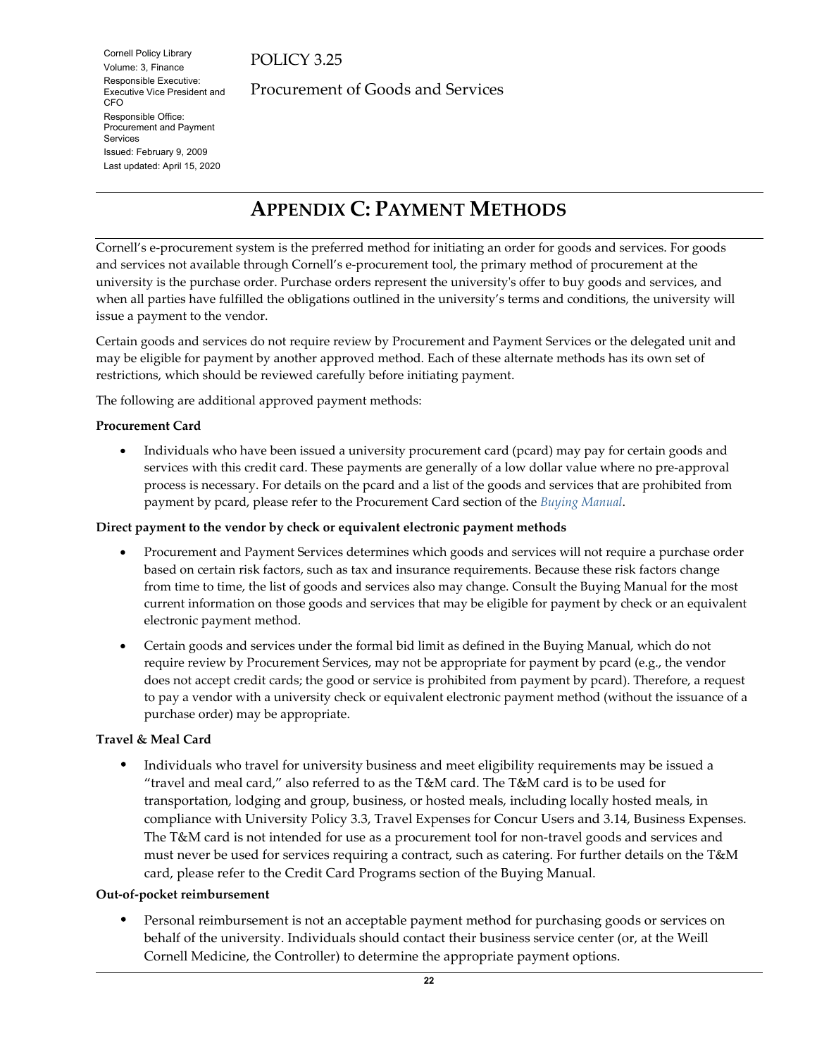## APPENDIX C: PAYMENT METHODS

Cornell's e-procurement system is the preferred method for initiating an order for goods and services. For goods and services not available through Cornell's e-procurement tool, the primary method of procurement at the university is the purchase order. Purchase orders represent the university's offer to buy goods and services, and when all parties have fulfilled the obligations outlined in the university's terms and conditions, the university will issue a payment to the vendor.

Certain goods and services do not require review by Procurement and Payment Services or the delegated unit and may be eligible for payment by another approved method. Each of these alternate methods has its own set of restrictions, which should be reviewed carefully before initiating payment.

The following are additional approved payment methods:

**Procurement Card**

- Individuals who have been issued a university procurement card (pcard) may pay for certain goods and services with this credit card. These payments are generally of a low dollar value where no pre-approval process is necessary. For details on the pcard and a list of the goods and services that are prohibited from payment by pcard, please refer to the Procurement Card section of the *Buying Manual*.

**Direct payment to the vendor by check or equivalent electronic payment methods**

- Procurement and Payment Services determines which goods and services will not require a purchase order based on certain risk factors, such as tax and insurance requirements. Because these risk factors change from time to time, the list of goods and services also may change. Consult the Buying Manual for the most current information on those goods and services that may be eligible for payment by check or an equivalent electronic payment method.
- Certain goods and services under the formal bid limit as defined in the Buying Manual, which do not require review by Procurement Services, may not be appropriate for payment by pcard (e.g., the vendor does not accept credit cards; the good or service is prohibited from payment by pcard). Therefore, a request to pay a vendor with a university check or equivalent electronic payment method (without the issuance of a purchase order) may be appropriate.

**Travel & Meal Card**

- Individuals who travel for university business and meet eligibility requirements may be issued a "travel and meal card," also referred to as the T&M card. The T&M card is to be used for transportation, lodging and group, business, or hosted meals, including locally hosted meals, in compliance with University Policy 3.3, Travel Expenses for Concur Users and 3.14, Business Expenses. The T&M card is not intended for use as a procurement tool for non-travel goods and services and must never be used for services requiring a contract, such as catering. For further details on the T&M card, please refer to the Credit Card Programs section of the Buying Manual.

**Out-of-pocket reimbursement**

- Personal reimbursement is not an acceptable payment method for purchasing goods or services on behalf of the university. Individuals should contact their business service center (or, at the Weill Cornell Medicine, the Controller) to determine the appropriate payment options.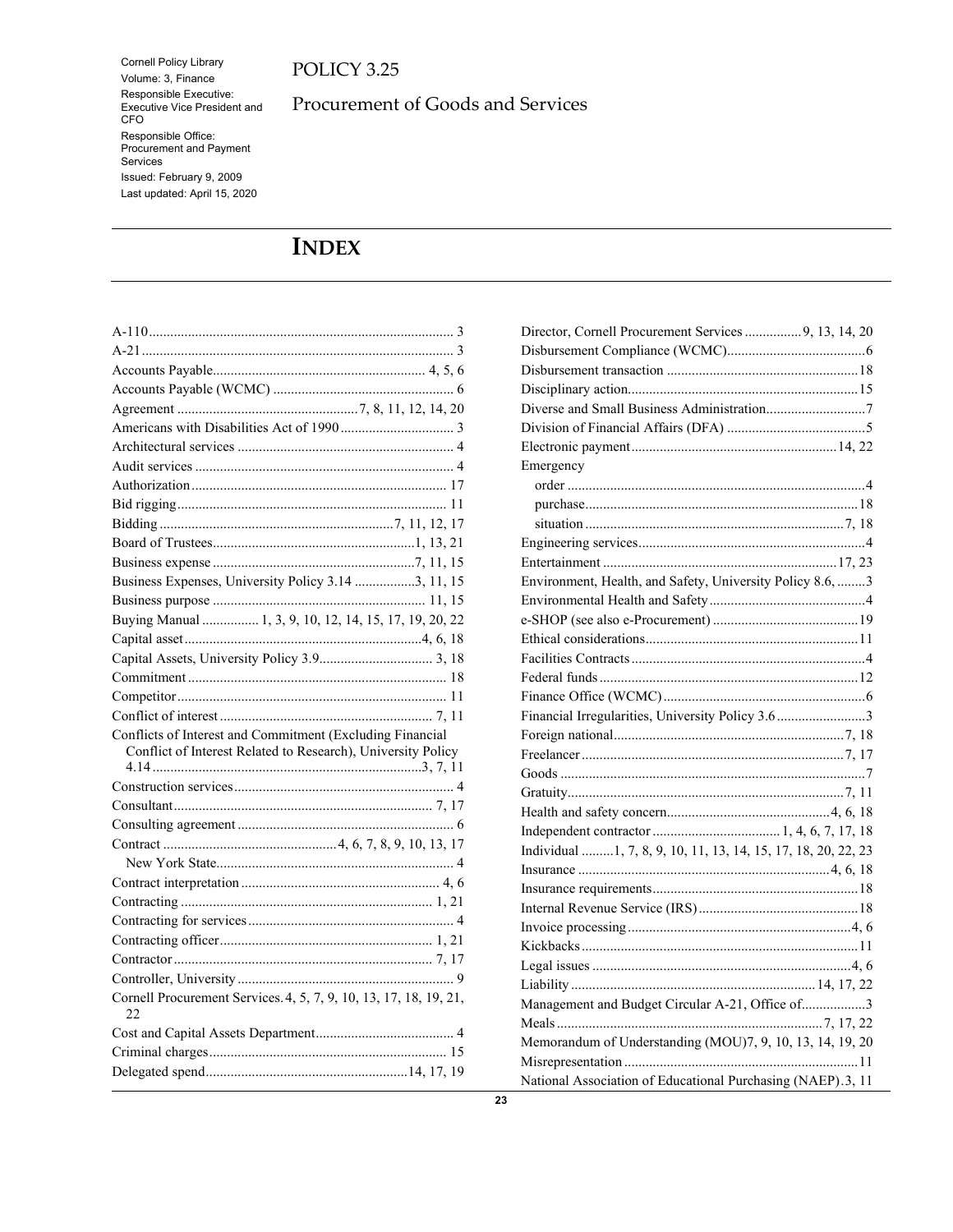# INDEX

A-110 .................................................................................... 3
A-21 ...................................................................................... 3
Accounts Payable........................................................... 4, 5, 6
Accounts Payable (WCMC) .................................................. 6
Agreement ..................................................7, 8, 11, 12, 14, 20
Americans with Disabilities Act of 1990 ................................ 3
Architectural services ............................................................ 4
Audit services ........................................................................ 4
Authorization ....................................................................... 17
Bid rigging........................................................................... 11
Bidding .................................................................7, 11, 12, 17
Board of Trustees........................................................1, 13, 21
Business expense ........................................................7, 11, 15
Business Expenses, University Policy 3.14 .................3, 11, 15
Business purpose ........................................................... 11, 15
Buying Manual ................ 1, 3, 9, 10, 12, 14, 15, 17, 19, 20, 22
Capital asset..................................................................4, 6, 18
Capital Assets, University Policy 3.9................................ 3, 18
Commitment ........................................................................ 18
Competitor ........................................................................... 11
Conflict of interest ........................................................... 7, 11
Conflicts of Interest and Commitment (Excluding Financial Conflict of Interest Related to Research), University Policy 4.14 ...........................................................................3, 7, 11
Construction services............................................................. 4
Consultant........................................................................ 7, 17
Consulting agreement ............................................................ 6
Contract ................................................4, 6, 7, 8, 9, 10, 13, 17
  New York State.................................................................. 4
Contract interpretation ....................................................... 4, 6
Contracting ...................................................................... 1, 21
Contracting for services .......................................................... 4
Contracting officer........................................................... 1, 21
Contractor ........................................................................ 7, 17
Controller, University ............................................................ 9
Cornell Procurement Services. 4, 5, 7, 9, 10, 13, 17, 18, 19, 21, 22
Cost and Capital Assets Department...................................... 4
Criminal charges................................................................... 15
Delegated spend........................................................14, 17, 19
Director, Cornell Procurement Services ................ 9, 13, 14, 20
Disbursement Compliance (WCMC)....................................... 6
Disbursement transaction ..................................................... 18
Disciplinary action................................................................ 15
Diverse and Small Business Administration............................ 7
Division of Financial Affairs (DFA) ....................................... 5
Electronic payment......................................................... 14, 22
Emergency
  order .................................................................................. 4
  purchase ........................................................................... 18
  situation ........................................................................ 7, 18
Engineering services............................................................... 4
Entertainment ................................................................ 17, 23
Environment, Health, and Safety, University Policy 8.6, ........ 3
Environmental Health and Safety ........................................... 4
e-SHOP (see also e-Procurement) ......................................... 19
Ethical considerations........................................................... 11
Facilities Contracts ................................................................. 4
Federal funds ........................................................................ 12
Finance Office (WCMC) ......................................................... 6
Financial Irregularities, University Policy 3.6 ......................... 3
Foreign national................................................................ 7, 18
Freelancer ......................................................................... 7, 17
Goods ..................................................................................... 7
Gratuity............................................................................ 7, 11
Health and safety concern............................................. 4, 6, 18
Independent contractor ................................... 1, 4, 6, 7, 17, 18
Individual .........1, 7, 8, 9, 10, 11, 13, 14, 15, 17, 18, 20, 22, 23
Insurance ...................................................................... 4, 6, 18
Insurance requirements......................................................... 18
Internal Revenue Service (IRS) ............................................ 18
Invoice processing .............................................................. 4, 6
Kickbacks ............................................................................. 11
Legal issues ....................................................................... 4, 6
Liability ................................................................... 14, 17, 22
Management and Budget Circular A-21, Office of.................. 3
Meals ......................................................................... 7, 17, 22
Memorandum of Understanding (MOU)7, 9, 10, 13, 14, 19, 20
Misrepresentation ................................................................. 11
National Association of Educational Purchasing (NAEP). 3, 11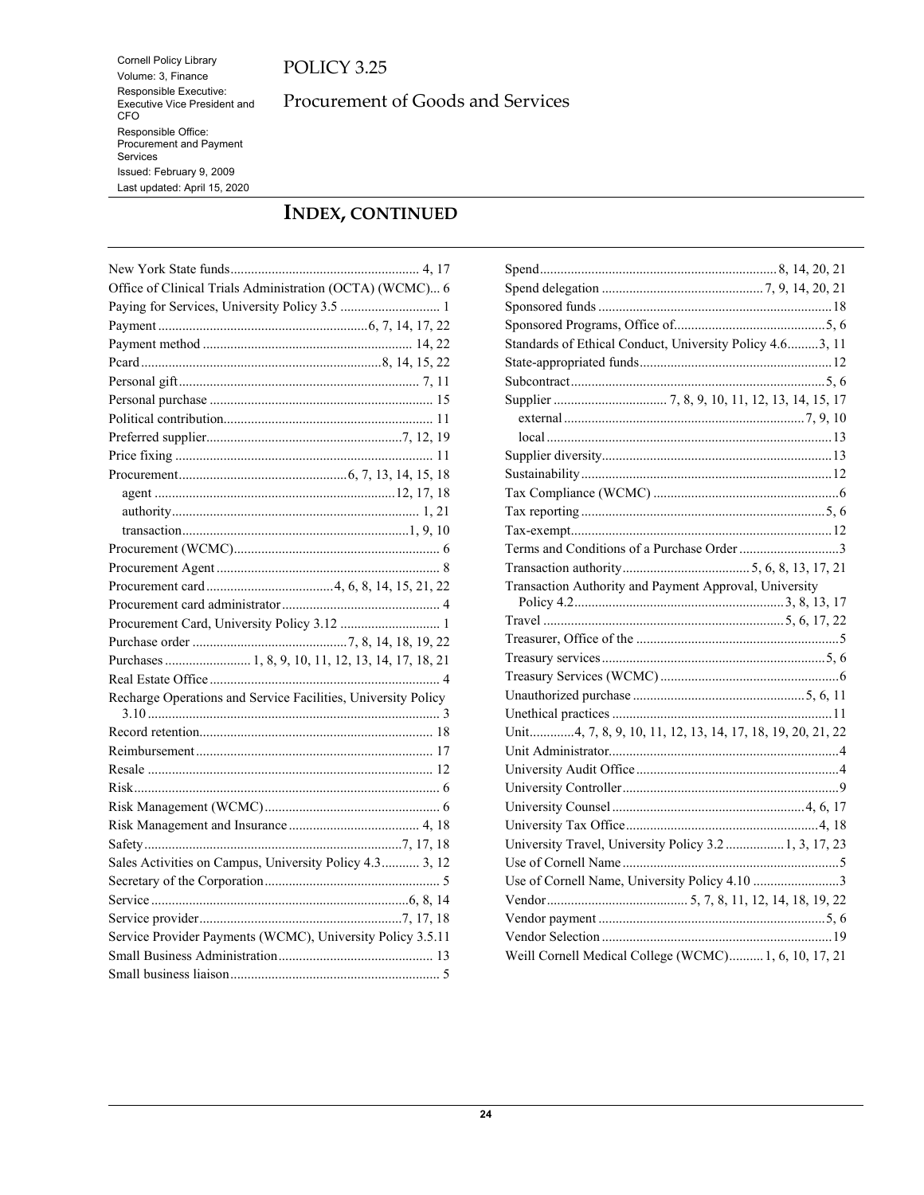## INDEX, CONTINUED

New York State funds ..................................................... 4, 17
Office of Clinical Trials Administration (OCTA) (WCMC)... 6
Paying for Services, University Policy 3.5 ............................ 1
Payment ........................................................... 6, 7, 14, 17, 22
Payment method ........................................................... 14, 22
Pcard .................................................................... 8, 14, 15, 22
Personal gift .................................................................... 7, 11
Personal purchase ............................................................... 15
Political contribution............................................................ 11
Preferred supplier....................................................... 7, 12, 19
Price fixing ......................................................................... 11
Procurement................................................ 6, 7, 13, 14, 15, 18
  agent ..................................................................... 12, 17, 18
  authority ....................................................................... 1, 21
  transaction ................................................................. 1, 9, 10
Procurement (WCMC)........................................................... 6
Procurement Agent ................................................................ 8
Procurement card .................................... 4, 6, 8, 14, 15, 21, 22
Procurement card administrator ............................................. 4
Procurement Card, University Policy 3.12 ............................ 1
Purchase order ............................................ 7, 8, 14, 18, 19, 22
Purchases ......................... 1, 8, 9, 10, 11, 12, 13, 14, 17, 18, 21
Real Estate Office .................................................................. 4
Recharge Operations and Service Facilities, University Policy 3.10 ................................................................................... 3
Record retention................................................................... 18
Reimbursement .................................................................... 17
Resale .................................................................................. 12
Risk........................................................................................ 6
Risk Management (WCMC) ................................................... 6
Risk Management and Insurance ...................................... 4, 18
Safety .......................................................................... 7, 17, 18
Sales Activities on Campus, University Policy 4.3........... 3, 12
Secretary of the Corporation .................................................. 5
Service ......................................................................... 6, 8, 14
Service provider .......................................................... 7, 17, 18
Service Provider Payments (WCMC), University Policy 3.5.11
Small Business Administration ............................................. 13
Small business liaison ............................................................ 5
Spend ................................................................... 8, 14, 20, 21
Spend delegation .............................................. 7, 9, 14, 20, 21
Sponsored funds .................................................................. 18
Sponsored Programs, Office of........................................... 5, 6
Standards of Ethical Conduct, University Policy 4.6......... 3, 11
State-appropriated funds....................................................... 12
Subcontract ......................................................................... 5, 6
Supplier ................................ 7, 8, 9, 10, 11, 12, 13, 14, 15, 17
  external ..................................................................... 7, 9, 10
  local ................................................................................. 13
Supplier diversity ................................................................. 13
Sustainability ....................................................................... 12
Tax Compliance (WCMC) ..................................................... 6
Tax reporting ...................................................................... 5, 6
Tax-exempt .......................................................................... 12
Terms and Conditions of a Purchase Order ............................ 3
Transaction authority .................................... 5, 6, 8, 13, 17, 21
Transaction Authority and Payment Approval, University Policy 4.2 ............................................................ 3, 8, 13, 17
Travel ..................................................................... 5, 6, 17, 22
Treasurer, Office of the .......................................................... 5
Treasury services ................................................................ 5, 6
Treasury Services (WCMC) ................................................... 6
Unauthorized purchase ................................................. 5, 6, 11
Unethical practices ............................................................... 11
Unit............4, 7, 8, 9, 10, 11, 12, 13, 14, 17, 18, 19, 20, 21, 22
Unit Administrator.................................................................. 4
University Audit Office .......................................................... 4
University Controller .............................................................. 9
University Counsel ....................................................... 4, 6, 17
University Tax Office ....................................................... 4, 18
University Travel, University Policy 3.2 ................ 1, 3, 17, 23
Use of Cornell Name .............................................................. 5
Use of Cornell Name, University Policy 4.10 ......................... 3
Vendor ......................................... 5, 7, 8, 11, 12, 14, 18, 19, 22
Vendor payment ................................................................. 5, 6
Vendor Selection .................................................................. 19
Weill Cornell Medical College (WCMC).......... 1, 6, 10, 17, 21